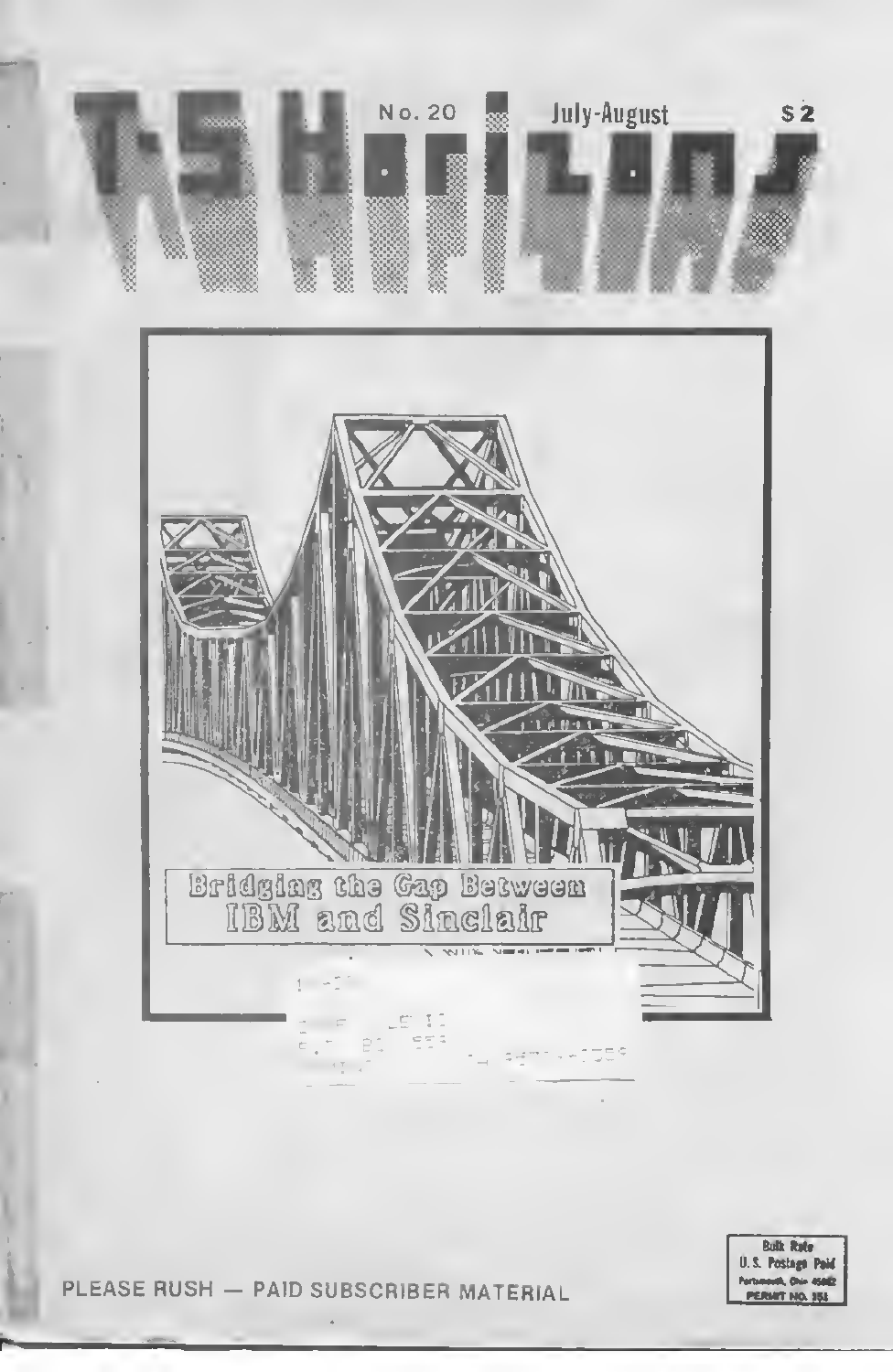# T-S Horizons

No. 20 July-August $2

## Bridging the Gap Between IBM and Sinclair

PLEASE RUSH — PAID SUBSCRIBER MATERIAL

Bulk Rate
U.S. Postage Paid
Portsmouth, Ohio 45662
PERMIT NO. 151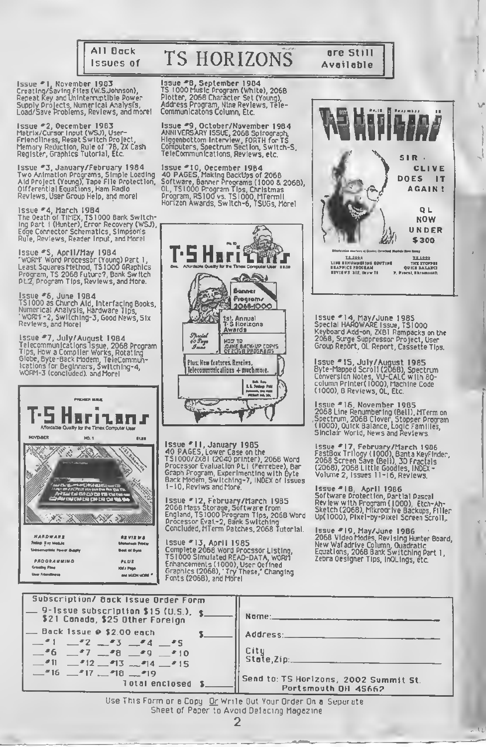# All Back Issues of TS HORIZONS are Still Available

**Issue #1, November 1983**
Creating/Saving Files (W.S.Johnson), Repeat Key and Uninterruptible Power Supply Projects, Numerical Analysis, Load/Save Problems, Reviews, and more!

**Issue #2, December 1983**
Matrix/Cursor Input (WSJ), User-Friendliness, Reset Switch Project, Memory Reduction, Rule of '78, ZX Cash Register, Graphics Tutorial, Etc.

**Issue #3, January/February 1984**
Two Animation Programs, Simple Loading Aid Project (Young), Tape File Protection, Differential Equations, Ham Radio Reviews, User Group Help, and more!

**Issue #4, March 1984**
The Death of TIMEX, TS1000 Bank Switching Part 1 (Hunter), Error Recovery (WSJ), Edge Connector Schematics, Simpson's Rule, Reviews, Reader Input, and More!

**Issue #5, April/May 1984**
'WORM' Word Processor (Young) Part 1, Least Squares Method, TS1000 GRaphics Program, TS 2068 Future?, Bank Switch Pt.2, Program Tips, Reviews, and More.

**Issue #6, June 1984**
TS1000 as Church Aid, Interfacing Books, Numerical Analysis, Hardware Tips, 'WORM'-2, Switching-3, Good News, Six Reviews, and More!

**Issue #7, July/August 1984**
Telecommunications Issue, 2068 Program Tips, How a Compiler Works, Rotating Globe, Byte-Back Modem, TeleCommunications for Beginners, Switching-4, WORM-3 (concluded), and More!

**Issue #8, September 1984**
TS 1000 Music Program (White), 2068 Plotter, 2068 Character Set (Young), Address Program, Nine Reviews, TeleCommunications Column, Etc.

**Issue #9, October/November 1984**
ANNIVERSARY ISSUE, 2068 Spirograph, Higgenbottom Interview, FORTH for TS Computers, Spectrum Section, Switch-5, TeleCommunications, Reviews, etc.

**Issue #10, December 1984**
40 PAGES, Making BackUps of 2068 Software, Banner Programs (1000 & 2068), QL, TS1000 Program Tips, Christmas Program, RS100 vs. TS1000, MTermII Horizon Awards, Switch-6, TSUGs, More!

**Issue #11, January 1985**
40 PAGES, Lower Case on the TS1000/ZX81 (2040 printer), 2068 Word Processor Evaluation Pt.1 (Ferrebee), Bar Graph Program, Experimenting with Byte Back Modem, Switching-7, INDEX of Issues 1-10, Revlws and More.

**Issue #12, February/March 1985**
2068 Mass Storage, Software from England, TS1000 Program Tips, 2068 Word Processor Eval.-2, Bank Switching Concluded, MTerm Patches, 2068 Tutorial.

**Issue #13, April 1985**
Complete 2068 Word Processor Listing, TS1000 Simulated READ-DATA, WORM Enhancements (1000), User Defined Graphics (2068), 'Try These,' Changing Fonts (2068), and More!

**Issue #14, May/June 1985**
Special HARDWARE Issue, TS1000 Keyboard Add-on, ZX81 Rampacks on the 2068, Surge Suppressor Project, User Group Report, QL Report, Cassette Tips.

**Issue #15, July/August 1985**
Byte-Mapped Scroll (2068), Spectrum Conversion Notes, VU-CALC with 80-column Printer (1000), Machine Code (1000), 8 Reviews, QL, Etc.

**Issue #16, November 1985**
2068 Line Renumbering (Bell), MTerm on Spectrum, 2068 Clover, Stopper Program (1000), Quick Balance, Logic Families, Sinclair World, News and Reviews.

**Issue #17, February/March 1986**
FastBox Trilogy (1000), Banta KeyFinder, 2068 Screen Save (Bell), 3D Fractals (2068), 2068 Little Goodies, INDEX - Volume 2, Issues 11-16, Reviews.

**Issue #18, April 1986**
Software Protection, Partial Pascal Review with Program (1000), Etch-Ah-Sketch (2068), Mikrodrive Backups, Filler Up (1000), Pixel-by-Pixel Screen Scroll.

**Issue #19, May/June 1986**
2068 Video Modes, Revising Hunter Board, New Wafadrive Column, Quadratic Equations, 2068 Bank Switching Part 1, Zebra Designer Tips, InQLings, etc.

---

**Subscription/ Back Issue Order Form**

\_\_ 9-issue subscription $15 (U.S.), $21 Canada, $25 Other Foreign $\_\_\_\_\_

\_\_ Back Issue @ $2.00 each $\_\_\_\_\_

\_\_#1 \_\_#2 \_\_#3 \_\_#4 \_\_#5
\_\_#6 \_\_#7 \_\_#8 \_\_#9 \_\_#10
\_\_#11 \_\_#12 \_\_#13 \_\_#14 \_\_#15
\_\_#16 \_\_#17 \_\_#18 \_\_#19

Total enclosed $\_\_\_\_\_

Name:\_\_\_\_\_\_\_\_\_\_\_\_\_\_\_\_

Address:\_\_\_\_\_\_\_\_\_\_\_\_\_\_\_\_

City State,Zip:\_\_\_\_\_\_\_\_\_\_\_\_\_\_\_\_

Send to: TS Horizons, 2002 Summit St. Portsmouth OH 45662

Use This Form or a Copy Or Write Out Your Order On a Separate Sheet of Paper to Avoid Defacing Magazine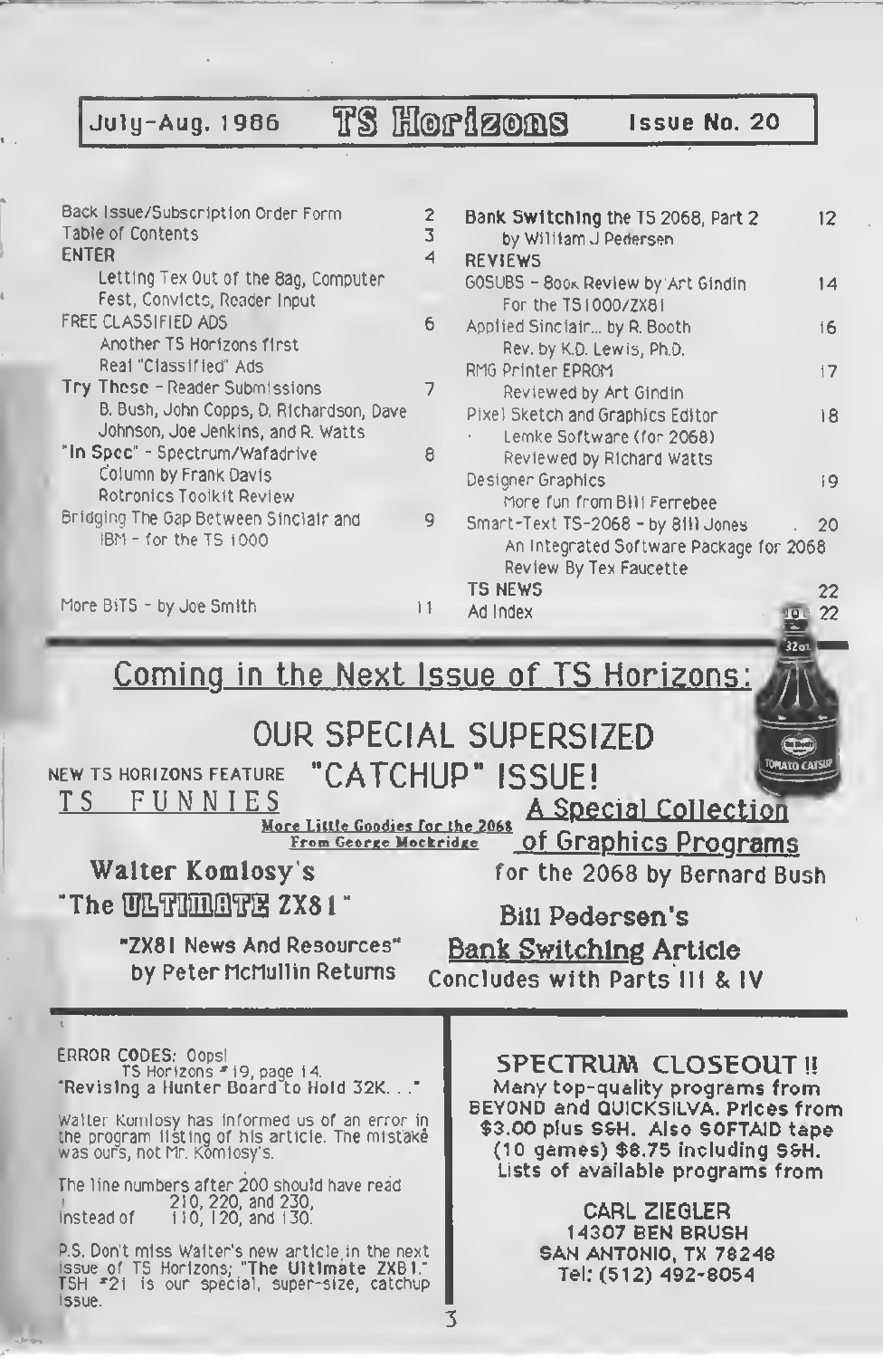# July-Aug. 1986 — TS Horizons — Issue No. 20

| | |
|---|---|
| Back Issue/Subscription Order Form | 2 |
| Table of Contents | 3 |
| **ENTER** | 4 |
| Letting Tex Out of the Bag, Computer Fest, Convicts, Reader Input | |
| FREE CLASSIFIED ADS | 6 |
| Another TS Horizons first | |
| Real "Classified" Ads | |
| **Try These** - Reader Submissions | 7 |
| B. Bush, John Copps, D. Richardson, Dave Johnson, Joe Jenkins, and R. Watts | |
| **"In Spec"** - Spectrum/Wafadrive | 8 |
| Column by Frank Davis | |
| Rotronics Toolkit Review | |
| Bridging The Gap Between Sinclair and IBM - for the TS 1000 | 9 |
| More BITS - by Joe Smith | 11 |
| **Bank Switching** the TS 2068, Part 2 | 12 |
| by William J Pedersen | |
| **REVIEWS** | |
| GOSUBS - Book Review by Art Gindin | 14 |
| For the TS1000/ZX81 | |
| Applied Sinclair... by R. Booth | 16 |
| Rev. by K.D. Lewis, Ph.D. | |
| RMG Printer EPROM | 17 |
| Reviewed by Art Gindin | |
| Pixel Sketch and Graphics Editor | 18 |
| Lemke Software (for 2068) | |
| Reviewed by Richard Watts | |
| Designer Graphics | 19 |
| More fun from Bill Ferrebee | |
| Smart-Text TS-2068 - by Bill Jones | 20 |
| An Integrated Software Package for 2068 | |
| Review By Tex Faucette | |
| TS NEWS | 22 |
| Ad Index | 22 |

## Coming in the Next Issue of TS Horizons:

## OUR SPECIAL SUPERSIZED "CATCHUP" ISSUE!

NEW TS HORIZONS FEATURE **TS FUNNIES**

**More Little Goodies for the 2068 From George Mockridge**

**A Special Collection of Graphics Programs** for the 2068 by Bernard Bush

**Walter Komlosy's "The ULTIMATE ZX81"**

**Bill Pedersen's Bank Switching Article** Concludes with Parts III & IV

**"ZX81 News And Resources"** by Peter McMullin Returns

---

ERROR CODES: Oops!
TS Horizons #19, page 14.
"Revising a Hunter Board to Hold 32K. . ."

Walter Komlosy has informed us of an error in the program listing of his article. The mistake was ours, not Mr. Komlosy's.

The line numbers after 200 should have read
210, 220, and 230,
instead of 110, 120, and 130.

P.S. Don't miss Walter's new article in the next issue of TS Horizons; **"The Ultimate ZX81."** TSH #21 is our special, super-size, catchup issue.

---

**SPECTRUM CLOSEOUT !!**

Many top-quality programs from BEYOND and QUICKSILVA. Prices from $3.00 plus S&H. Also SOFTAID tape (10 games) $8.75 including S&H. Lists of available programs from

CARL ZIEGLER
14307 BEN BRUSH
SAN ANTONIO, TX 78248
Tel: (512) 492-8054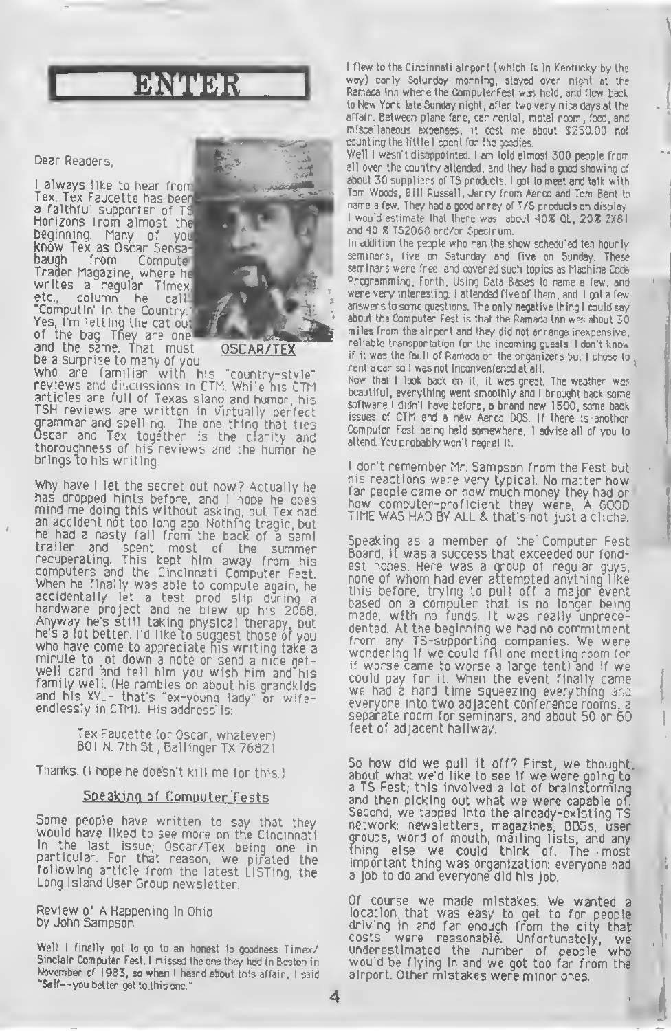# ENTER

Dear Readers,

I always like to hear from Tex. Tex Faucette has been a faithful supporter of TS Horizons from almost the beginning. Many of you know Tex as Oscar Sensabaugh from Computer Trader Magazine, where he writes a regular Timex, etc., column he calls "Computin' in the Country." Yes, I'm letting the cat out of the bag. They are one and the same. That must be a surprise to many of you who are familiar with his "country-style" reviews and discussions in CTM. While his CTM articles are full of Texas slang and humor, his TSH reviews are written in virtually perfect grammar and spelling. The one thing that ties Oscar and Tex together is the clarity and thoroughness of his reviews and the humor he brings to his writing.

OSCAR/TEX

Why have I let the secret out now? Actually he has dropped hints before, and I hope he does mind me doing this without asking, but Tex had an accident not too long ago. Nothing tragic, but he had a nasty fall from the back of a semi trailer and spent most of the summer recuperating. This kept him away from his computers and the Cincinnati Computer Fest. When he finally was able to compute again, he accidentally let a test prod slip during a hardware project and he blew up his 2068. Anyway he's still taking physical therapy, but he's a lot better. I'd like to suggest those of you who have come to appreciate his writing take a minute to jot down a note or send a nice get-well card and tell him you wish him and his family well. (He rambles on about his grandkids and his XYL- that's "ex-young lady" or wife- endlessly in CTM). His address is:

> Tex Faucette (or Oscar, whatever)
> 801 N. 7th St , Ballinger TX 76821

Thanks. (I hope he doesn't kill me for this.)

## Speaking of Computer Fests

Some people have written to say that they would have liked to see more on the Cincinnati in the last issue; Oscar/Tex being one in particular. For that reason, we pirated the following article from the latest LISTing, the Long Island User Group newsletter:

Review of A Happening In Ohio
by John Sampson

Well I finally got to go to an honest to goodness Timex/Sinclair Computer Fest. I missed the one they had in Boston in November of 1983, so when I heard about this affair, I said "Self--you better get to this one."

I flew to the Cincinnati airport (which is in Kentucky by the way) early Saturday morning, stayed over night at the Ramada Inn where the ComputerFest was held, and flew back to New York late Sunday night, after two very nice days at the affair. Between plane fare, car rental, motel room, food, and miscellaneous expenses, it cost me about $250.00 not counting the little I spent for the goodies.

Well I wasn't disappointed. I am told almost 300 people from all over the country attended, and they had a good showing of about 30 suppliers of TS products. I got to meet and talk with Tom Woods, Bill Russell, Jerry from Aerco and Tom Bent to name a few. They had a good array of T/S products on display. I would estimate that there was about 40% QL, 20% ZX81 and 40 % TS2068 and/or Spectrum.

In addition the people who ran the show scheduled ten hourly seminars, five on Saturday and five on Sunday. These seminars were free and covered such topics as Machine Code Programming, Forth, Using Data Bases to name a few, and were very interesting. I attended five of them, and I got a few answers to some questions. The only negative thing I could say about the Computer Fest is that the Ramada Inn was about 30 miles from the airport and they did not arrange inexpensive, reliable transportation for the incoming guests. I don't know if it was the fault of Ramada or the organizers but I chose to rent a car so I was not inconvenienced at all.

Now that I look back on it, it was great. The weather was beautiful, everything went smoothly and I brought back some software I didn't have before, a brand new 1500, some back issues of CTM and a new Aerco DOS. If there is another Computer Fest being held somewhere, I advise all of you to attend. You probably won't regret it.

I don't remember Mr. Sampson from the Fest but his reactions were very typical. No matter how far people came or how much money they had or how computer-proficient they were, A GOOD TIME WAS HAD BY ALL & that's not just a cliche.

Speaking as a member of the Computer Fest Board, it was a success that exceeded our fondest hopes. Here was a group of regular guys, none of whom had ever attempted anything like this before, trying to pull off a major event based on a computer that is no longer being made, with no funds. It was really unprecedented. At the beginning we had no commitment from any TS-supporting companies. We were wondering if we could fill one meeting room (or if worse came to worse a large tent) and if we could pay for it. When the event finally came we had a hard time squeezing everything and everyone into two adjacent conference rooms, a separate room for seminars, and about 50 or 60 feet of adjacent hallway.

So how did we pull it off? First, we thought about what we'd like to see if we were going to a TS Fest; this involved a lot of brainstorming and then picking out what we were capable of. Second, we tapped into the already-existing TS network: newsletters, magazines, BBSs, user groups, word of mouth, mailing lists, and any thing else we could think of. The most important thing was organization: everyone had a job to do and everyone did his job.

Of course we made mistakes. We wanted a location that was easy to get to for people driving in and far enough from the city that costs were reasonable. Unfortunately, we underestimated the number of people who would be flying in and we got too far from the airport. Other mistakes were minor ones.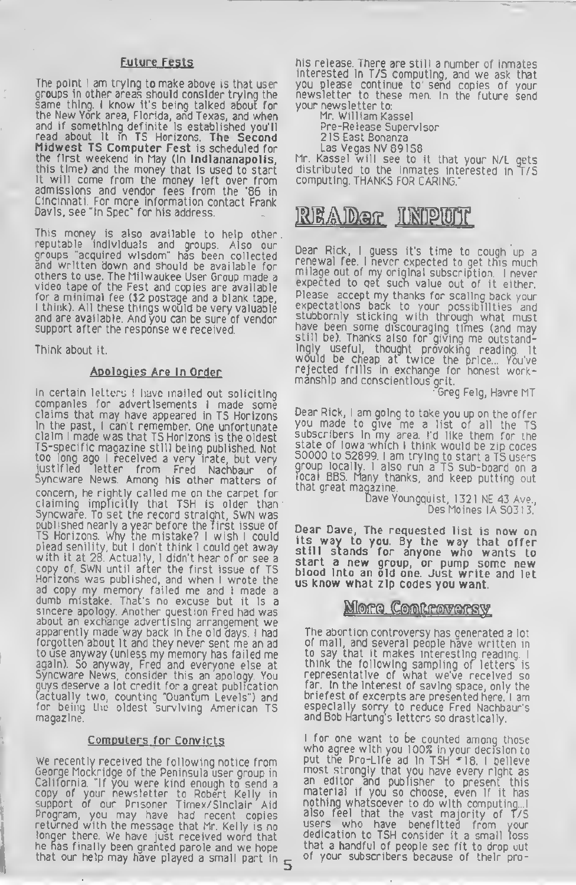### Future Fests

The point I am trying to make above is that user groups in other areas should consider trying the same thing. I know it's being talked about for the New York area, Florida, and Texas, and when and if something definite is established you'll read about it in TS Horizons. **The Second Midwest TS Computer Fest** is scheduled for the first weekend in May (in **Indlananapolis**, this time) and the money that is used to start it will come from the money left over from admissions and vendor fees from the '86 in Cincinnati. For more information contact Frank Davis, see "In Spec" for his address.

This money is also available to help other reputable individuals and groups. Also our groups "acquired wisdom" has been collected and written down and should be available for others to use. The Milwaukee User Group made a video tape of the Fest and copies are available for a minimal fee ($2 postage and a blank tape, I think). All these things would be very valuable and are available. And you can be sure of vendor support after the response we received.

Think about it.

### Apologies Are In Order

In certain letters I have mailed out soliciting companies for advertisements I made some claims that may have appeared in TS Horizons in the past, I can't remember. One unfortunate claim I made was that TS Horizons is the oldest TS-specific magazine still being published. Not too long ago I received a very irate, but very justified letter from Fred Nachbaur of Syncware News. Among his other matters of concern, he rightly called me on the carpet for claiming implicitly that TSH is older than Syncware. To set the record straight, SWN was published nearly a year before the first issue of TS Horizons. Why the mistake? I wish I could plead senility, but I don't think I could get away with it at 28. Actually, I didn't hear of or see a copy of SWN until after the first issue of TS Horizons was published, and when I wrote the ad copy my memory failed me and I made a dumb mistake. That's no excuse but it is a sincere apology. Another question Fred had was about an exchange advertising arrangement we apparently made way back in the old days. I had forgotten about it and they never sent me an ad to use anyway (unless my memory has failed me again). So anyway, Fred and everyone else at Syncware News, consider this an apology. You guys deserve a lot credit for a great publication (actually two, counting "Quantum Levels") and for being the oldest surviving American TS magazine.

### Computers for Convicts

We recently received the following notice from George Mockridge of the Peninsula user group in California. "If you were kind enough to send a copy of your newsletter to Robert Kelly in support of our Prisoner Timex/Sinclair Aid Program, you may have had recent copies returned with the message that Mr. Kelly is no longer there. We have just received word that he has finally been granted parole and we hope that our help may have played a small part in his release. There are still a number of inmates interested in T/S computing, and we ask that you please continue to send copies of your newsletter to these men. In the future send your newsletter to:

Mr. William Kassel
Pre-Release Supervisor
215 East Bonanza
Las Vegas NV 89158

Mr. Kassel will see to it that your N/L gets distributed to the inmates interested in T/S computing. THANKS FOR CARING."

## READer INPUT

Dear Rick, I guess it's time to cough up a renewal fee. I never expected to get this much milage out of my original subscription. I never expected to get such value out of it either. Please accept my thanks for scaling back your expectations back to your possibilities and stubbornly sticking with through what must have been some discouraging times (and may still be). Thanks also for giving me outstandingly useful, thought provoking reading. It would be cheap at twice the price... You've rejected frills in exchange for honest workmanship and conscientious grit.

—Greg Feig, Havre MT

Dear Rick, I am going to take you up on the offer you made to give me a list of all the TS subscribers in my area. I'd like them for the state of Iowa which I think would be zip codes 50000 to 52899. I am trying to start a TS users group locally. I also run a TS sub-board on a local BBS. Many thanks, and keep putting out that great magazine.

Dave Youngquist, 1321 NE 43 Ave., Des Moines IA 50313.

**Dear Dave, The requested list is now on its way to you. By the way that offer still stands for anyone who wants to start a new group, or pump some new blood into an old one. Just write and let us know what zip codes you want.**

## More Controversy

The abortion controversy has generated a lot of mail, and several people have written in to say that it makes interesting reading. I think the following sampling of letters is representative of what we've received so far. In the interest of saving space, only the briefest of excerpts are presented here. I am especially sorry to reduce Fred Nachbaur's and Bob Hartung's letters so drastically.

I for one want to be counted among those who agree with you 100% in your decision to put the Pro-Life ad in TSH #18. I believe most strongly that you have every right as an editor and publisher to present this material if you so choose, even if it has nothing whatsoever to do with computing...I also feel that the vast majority of T/S users who have benefitted from your dedication to TSH consider it a small loss that a handful of people see fit to drop out of your subscribers because of their pro-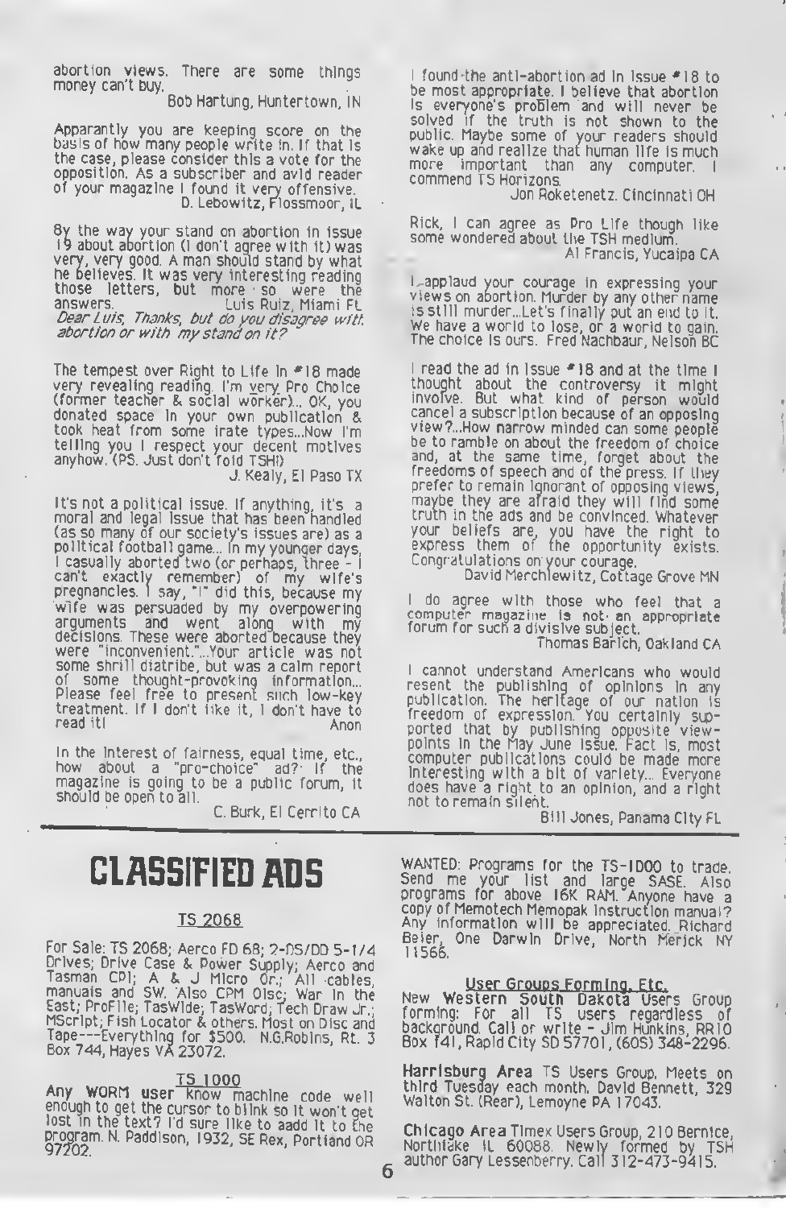abortion views. There are some things money can't buy.

Bob Hartung, Huntertown, IN

Apparantly you are keeping score on the basis of how many people write in. If that is the case, please consider this a vote for the opposition. As a subscriber and avid reader of your magazine I found it very offensive.

D. Lebowitz, Flossmoor, IL

By the way your stand on abortion in issue 19 about abortion (I don't agree with it) was very, very good. A man should stand by what he believes. It was very interesting reading those letters, but more so were the answers. Luis Ruiz, Miami FL

*Dear Luis, Thanks, but do you disagree with abortion or with my stand on it?*

The tempest over Right to Life in #18 made very revealing reading. I'm very Pro Choice (former teacher & social worker)... OK, you donated space in your own publication & took heat from some irate types...Now I'm telling you I respect your decent motives anyhow. (PS. Just don't fold TSH!)

J. Kealy, El Paso TX

It's not a political issue. If anything, it's a moral and legal issue that has been handled (as so many of our society's issues are) as a political football game... In my younger days, I casually aborted two (or perhaps, three - I can't exactly remember) of my wife's pregnancies. I say, "I" did this, because my wife was persuaded by my overpowering arguments and went along with my decisions. These were aborted because they were "inconvenient."...Your article was not some shrill diatribe, but was a calm report of some thought-provoking information... Please feel free to present such low-key treatment. If I don't like it, I don't have to read it! Anon

In the interest of fairness, equal time, etc., how about a "pro-choice" ad? If the magazine is going to be a public forum, it should be open to all.

C. Burk, El Cerrito CA

I found the anti-abortion ad in issue #18 to be most appropriate. I believe that abortion is everyone's problem and will never be solved if the truth is not shown to the public. Maybe some of your readers should wake up and realize that human life is much more important than any computer. I commend TS Horizons.

Jon Roketenetz, Cincinnati OH

Rick, I can agree as Pro Life though like some wondered about the TSH medium.

Al Francis, Yucaipa CA

I applaud your courage in expressing your views on abortion. Murder by any other name is still murder...Let's finally put an end to it. We have a world to lose, or a world to gain. The choice is ours. Fred Nachbaur, Nelson BC

I read the ad in issue #18 and at the time I thought about the controversy it might involve. But what kind of person would cancel a subscription because of an opposing view?...How narrow minded can some people be to ramble on about the freedom of choice and, at the same time, forget about the freedoms of speech and of the press. If they prefer to remain ignorant of opposing views, maybe they are afraid they will find some truth in the ads and be convinced. Whatever your beliefs are, you have the right to express them of the opportunity exists. Congratulations on your courage.

David Merchlewitz, Cottage Grove MN

I do agree with those who feel that a computer magazine is not an appropriate forum for such a divisive subject.

Thomas Barich, Oakland CA

I cannot understand Americans who would resent the publishing of opinions in any publication. The heritage of our nation is freedom of expression. You certainly supported that by publishing opposite viewpoints in the May June issue. Fact is, most computer publications could be made more interesting with a bit of variety... Everyone does have a right to an opinion, and a right not to remain silent.

Bill Jones, Panama City FL

# CLASSIFIED ADS

## TS 2068

For Sale: TS 2068; Aerco FD 68; 2-DS/DD 5-1/4 Drives; Drive Case & Power Supply; Aerco and Tasman CPI; A & J Micro Dr.; All cables, manuals and SW. Also CPM Disc; War in the East; ProFile; TasWide; TasWord; Tech Draw Jr.; MScript; Fish Locator & others. Most on Disc and Tape---Everything for $500. N.G.Robins, Rt. 3 Box 744, Hayes VA 23072.

## TS 1000

Any WORM user know machine code well enough to get the cursor to blink so it won't get lost in the text? I'd sure like to aadd it to the program. N. Paddison, 1932, SE Rex, Portland OR 97202.

WANTED: Programs for the TS-1000 to trade. Send me your list and large SASE. Also programs for above 16K RAM. Anyone have a copy of Memotech Memopak Instruction manual? Any information will be appreciated. Richard Beier, One Darwin Drive, North Merick NY 11566.

## User Groups Forming, Etc.

New **Western South Dakota** Users Group forming: For all TS users regardless of background. Call or write - Jim Hunkins, RR10 Box 141, Rapid City SD 57701, (605) 348-2296.

**Harrisburg Area** TS Users Group. Meets on third Tuesday each month. David Bennett, 329 Walton St. (Rear), Lemoyne PA 17043.

**Chicago Area** Timex Users Group, 210 Bernice, Northlake IL 60088. Newly formed by TSH author Gary Lessenberry. Call 312-473-9415.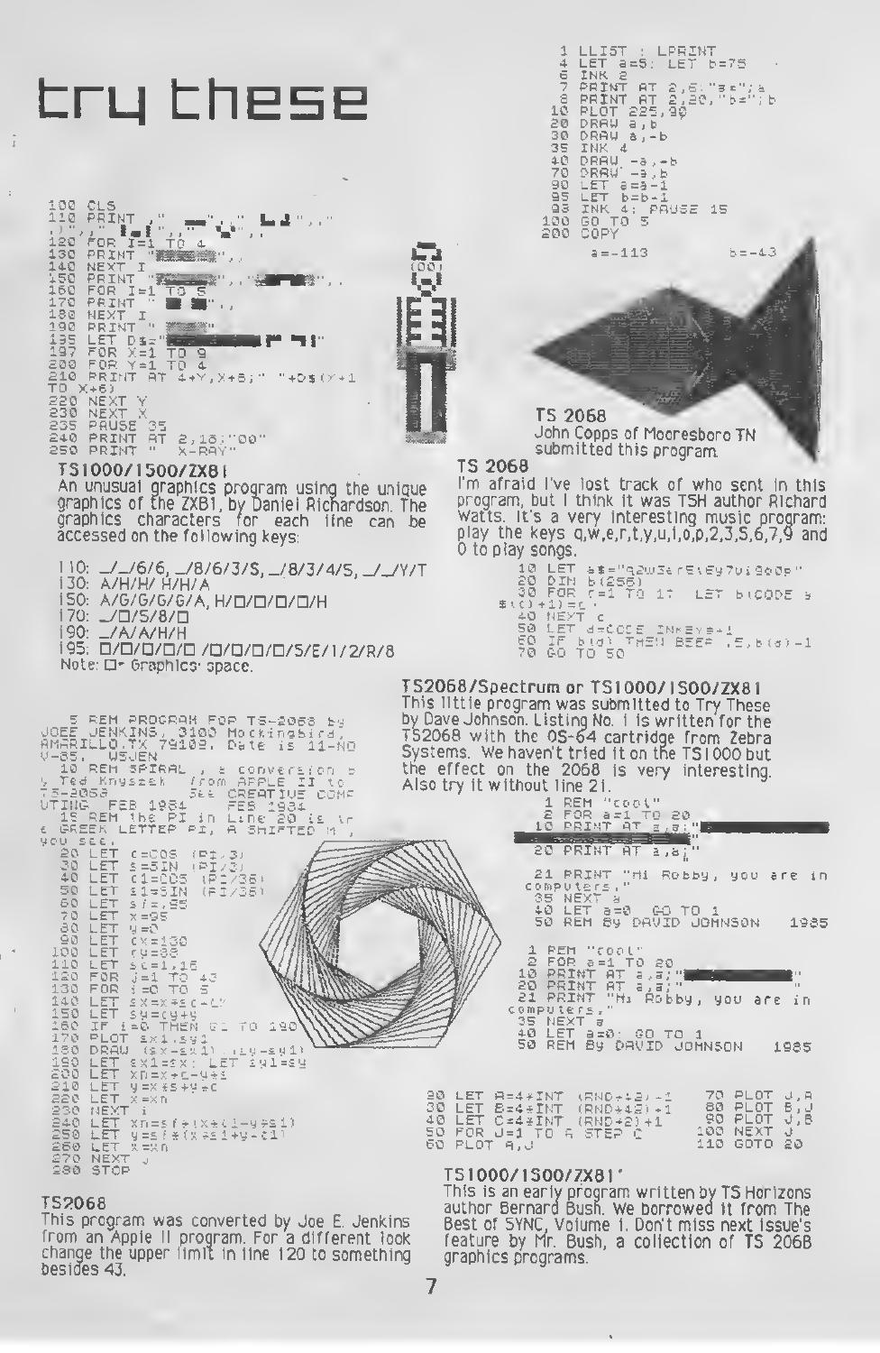# try these

```
100 CLS
110 PRINT ," ▀▀▀▀",," ▄▄▀",,"
.)",," ▐▄▌",," ▀",,
120 FOR I=1 TO 4
130 PRINT "▀▀▀▀▀▀",,
140 NEXT I
150 PRINT "▀▀▀▀▀▀",,"▀▀▀▀▀",,
160 FOR I=1 TO 5
170 PRINT " ▀▀ ▀▀",,
180 NEXT I
190 PRINT " ▀▀▀▀"
195 LET D$="▀▀▀▀▀▀▀▀ ▀ ▀▌"
197 FOR X=1 TO 9
200 FOR Y=1 TO 4
210 PRINT AT 4+Y,X+8;" "+D$(Y+1
TO X+6)
220 NEXT Y
230 NEXT X
235 PAUSE 35
240 PRINT AT 2,18;"00"
250 PRINT "  X-RAY"
```

**TS1000/1500/ZX81**

An unusual graphics program using the unique graphics of the ZX81, by Daniel Richardson. The graphics characters for each line can be accessed on the following keys:

110: _/_/6/6, _/8/6/3/S, _/8/3/4/S, _/_/Y/T
130: A/H/H/ H/H/A
150: A/G/G/G/G/A, H/□/□/□/□/H
170: _/□/5/8/□
190: _/A/A/H/H
195: □/□/□/□/□ /□/□/□/□/5/E/1/2/R/8
Note: □= Graphics space.

```
  5 REM PROGRAM FOR TS-2068 by
JOEE JENKINS, 3100 Mockingbird,
AMARILLO,TX 79109. Date is 11-NO
V-85.  USJEN
 10 REM SPIRAL , a conversion b
y Ted Knyszek  from APPLE II to
TS-2068    See CREATIVE COMP
UTING  FEB 1984    FEB 1984
 15 REM The PI in Line 20 is tr
e GREEK LETTER PI, A SHIFTED M ,
you see.
 20 LET c=COS (PI/3)
 30 LET s=SIN (PI/3)
 40 LET c1=COS (PI/36)
 50 LET s1=SIN (PI/36)
 60 LET s/=.95
 70 LET x=95
 80 LET y=0
 90 LET cx=130
100 LET cy=88
110 LET sc=1.15
120 FOR j=1 TO 43
130 FOR i=0 TO 5
140 LET sx=x*sc+cx
150 LET sy=(y+y
160 IF i=0 THEN GO TO 190
170 PLOT sx1,sy1
180 DRAW (sx-sx1),(sy-sy1)
190 LET sx1=sx: LET sy1=sy
200 LET xn=x+c-y*s
210 LET y=x*s+y*c
220 LET x=xn
230 NEXT i
240 LET xn=s/*(x*c1-y*s1)
250 LET y=s/*(x*s1+y-c1)
260 LET x=xn
270 NEXT j
280 STOP
```

**TS2068**

This program was converted by Joe E. Jenkins from an Apple II program. For a different look change the upper limit in line 120 to something besides 43.

```
  1 LLIST : LPRINT
  4 LET a=5: LET b=75
  6 INK 2
  7 PRINT AT 2,6;"a=";a
  8 PRINT AT 2,20;"b=";b
 10 PLOT 225,90
 20 DRAW a,b
 30 DRAW a,-b
 35 INK 4
 40 DRAW -a,-b
 70 DRAW -a,b
 90 LET a=a-1
 95 LET b=b-1
 98 INK 4: PAUSE 15
100 GO TO 5
200 COPY
```

a=-113   b=-43

**TS 2068**

John Copps of Mooresboro TN submitted this program.

**TS 2068**

I'm afraid I've lost track of who sent in this program, but I think it was TSH author Richard Watts. It's a very interesting music program: play the keys q,w,e,r,t,y,u,i,o,p,2,3,5,6,7,9 and 0 to play songs.

```
10 LET a$="q2w3er5t6y7ui9o0p"
20 DIM b(256)
30 FOR c=1 TO 17: LET b(CODE a
$(c)+1)=c
40 NEXT c
50 LET d=CODE INKEY$+1
60 IF b(d) THEN BEEP .5,b(d)-1
70 GO TO 50
```

**TS2068/Spectrum or TS1000/1500/ZX81**

This little program was submitted to Try These by Dave Johnson. Listing No. 1 is written for the TS2068 with the OS-64 cartridge from Zebra Systems. We haven't tried it on the TS1000 but the effect on the 2068 is very interesting. Also try it without line 21.

```
 1 REM "cool"
 2 FOR a=1 TO 20
10 PRINT AT a,a;"▀▀▀▀▀▀▀▀▀▀▀▀
▀▀▀▀▀▀▀▀▀▀▀▀"
20 PRINT AT a,a;"
      "
21 PRINT "Hi Robby, you are in
computers."
35 NEXT a
40 LET a=0: GO TO 1
50 REM By DAVID JOHNSON    1985
```

```
 1 REM "cool"
 2 FOR a=1 TO 20
10 PRINT AT a,a;"▀▀▀▀▀▀▀▀▀▀▀"
20 PRINT AT a,a;"           "
21 PRINT "Hi Robby, you are in
computers."
35 NEXT a
40 LET a=0: GO TO 1
50 REM By DAVID JOHNSON    1985
```

```
20 LET A=4*INT (RND*12)-1
30 LET B=4*INT (RND*12)+1
40 LET C=4*INT (RND*2)+1
50 FOR J=1 TO A STEP C
60 PLOT A,J
70 PLOT J,A
80 PLOT B,J
90 PLOT J,B
100 NEXT J
110 GOTO 20
```

**TS1000/1500/ZX81**

This is an early program written by TS Horizons author Bernard Bush. We borrowed it from The Best of SYNC, Volume 1. Don't miss next issue's feature by Mr. Bush, a collection of TS 2068 graphics programs.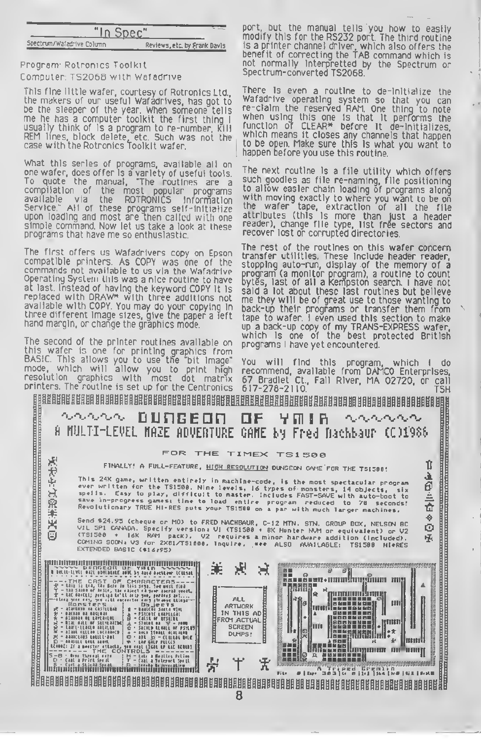## "In Spec"

Spectrum/Wafadrive Column — Reviews, etc. by Frank Davis

Program: Rotronics Toolkit
Computer: TS2068 with Wafadrive

This fine little wafer, courtesy of Rotronics Ltd., the makers of our useful Wafadrives, has got to be the sleeper of the year. When someone tells me he has a computer toolkit the first thing I usually think of is a program to re-number, kill REM lines, block delete, etc. Such was not the case with the Rotronics Toolkit wafer.

What this series of programs, available all on one wafer, does offer is a variety of useful tools. To quote the manual, "The routines are a compilation of the most popular programs available via the ROTRONICS Information Service." All of these programs self-initialize upon loading and most are then called with one simple command. Now let us take a look at these programs that have me so enthusiastic.

The first offers us Wafadrivers copy on Epson compatible printers. As COPY was one of the commands not available to us via the Wafadrive Operating System this was a nice routine to have at last. Instead of having the keyword COPY it is replaced with DRAW* with three additions not available with COPY. You may do your copying in three different image sizes, give the paper a left hand margin, or change the graphics mode.

The second of the printer routines available on this wafer is one for printing graphics from BASIC. This allows you to use the "bit image" mode, which will allow you to print high resolution graphics with most dot matrix printers. The routine is set up for the Centronics port, but the manual tells you how to easily modify this for the RS232 port. The third routine is a printer channel driver, which also offers the benefit of correcting the TAB command which is not normally interpretted by the Spectrum or Spectrum-converted TS2068.

There is even a routine to de-initialize the Wafadrive operating system so that you can re-claim the reserved RAM. One thing to note when using this one is that it performs the function of CLEAR* before it de-initializes, which means it closes any channels that happen to be open. Make sure this is what you want to happen before you use this routine.

The next routine is a file utility which offers such goodies as file re-naming, file positioning to allow easier chain loading of programs along with moving exactly to where you want to be on the wafer tape, extraction of all the file attributes (this is more than just a header reader), change file type, list free sectors and recover lost or corrupted directories.

The rest of the routines on this wafer concern transfer utilities. These include header reader, stopping auto-run, display of the memory of a program (a monitor program), a routine to count bytes, last of all a Kempston search. I have not said a lot about these last routines but believe me they will be of great use to those wanting to back-up their programs or transfer them from tape to wafer. I even used this section to make up a back-up copy of my TRANS-EXPRESS wafer, which is one of the best protected British programs I have yet encountered.

You will find this program, which I do recommend, available from DAMCO Enterprises, 67 Bradlet Ct., Fall River, MA 02720, or call 617-278-2110.

TSH

---

# DUNGEON OF YMIR

## A MULTI-LEVEL MAZE ADVENTURE GAME by Fred Nachbaur (C)1986

FOR THE TIMEX TS1500

FINALLY! A FULL-FEATURE, HIGH RESOLUTION DUNGEON GAME FOR THE TS1500!

This 24K game, written entirely in machine-code, is the most spectacular program ever written for the TS1500. Nine levels, 16 types of monsters, 14 objects, six spells. Easy to play, difficult to master. Includes FAST-SAVE with auto-boot to save in-progress games; time to load entire program reduced to 70 seconds! Revolutionary TRUE HI-RES puts your TS1500 on a par with much larger machines.

Send $24.95 (cheque or MO) to FRED NACHBAUR, C-12 MTN. STN. GROUP BOX, NELSON BC V1L 5P1 CANADA. Specify version: V1 (TS1500 + 8K Hunter NVM or equivalent) or V2 (TS1500 + 16K RAM pack). V2 requires a minor hardware addition (included). COMING SOON: V3 for 2X81/TS1000. Inquire. See ALSO AVAILABLE: TS1500 HI-RES EXTENDED BASIC ($16.95)

ALL ARTWORK IN THIS AD FROM ACTUAL SCREEN DUMPS!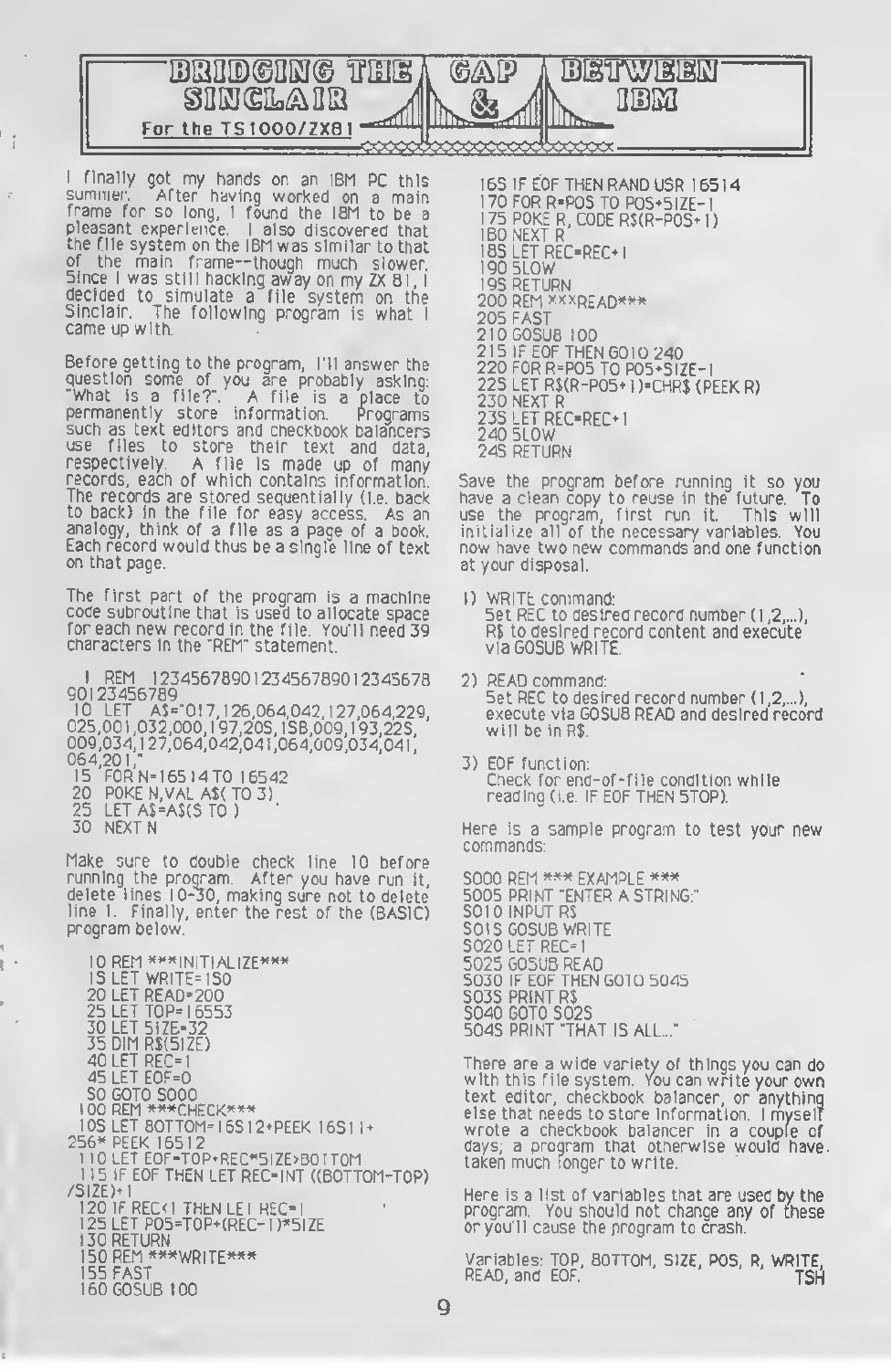# BRIDGING THE GAP BETWEEN SINCLAIR & IBM

**For the TS1000/ZX81**

I finally got my hands on an IBM PC this summer. After having worked on a main frame for so long, I found the IBM to be a pleasant experience. I also discovered that the file system on the IBM was similar to that of the main frame--though much slower. Since I was still hacking away on my ZX 81, I decided to simulate a file system on the Sinclair. The following program is what I came up with.

Before getting to the program, I'll answer the question some of you are probably asking: "What is a file?". A file is a place to permanently store information. Programs such as text editors and checkbook balancers use files to store their text and data, respectively. A file is made up of many records, each of which contains information. The records are stored sequentially (i.e. back to back) in the file for easy access. As an analogy, think of a file as a page of a book. Each record would thus be a single line of text on that page.

The first part of the program is a machine code subroutine that is used to allocate space for each new record in the file. You'll need 39 characters in the "REM" statement.

```
 1 REM  123456789012345678901234567890123456789
 10 LET A$="017,126,064,042,127,064,229,025,001,032,000,197,205,158,009,193,225,009,034,127,064,042,041,064,009,034,041,064,201,"
 15 FOR N=16514 TO 16542
 20 POKE N,VAL A$( TO 3)
 25 LET A$=A$(5 TO )
 30 NEXT N
```

Make sure to double check line 10 before running the program. After you have run it, delete lines 10-30, making sure not to delete line 1. Finally, enter the rest of the (BASIC) program below.

```
10 REM ***INITIALIZE***
15 LET WRITE=150
20 LET READ=200
25 LET TOP=16553
30 LET SIZE=32
35 DIM R$(SIZE)
40 LET REC=1
45 LET EOF=0
50 GOTO 5000
100 REM ***CHECK***
105 LET BOTTOM=16512+PEEK 16511+256* PEEK 16512
110 LET EOF=TOP+REC*SIZE>BOTTOM
115 IF EOF THEN LET REC=INT ((BOTTOM-TOP)/SIZE)+1
120 IF REC<1 THEN LET REC=1
125 LET POS=TOP+(REC-1)*SIZE
130 RETURN
150 REM ***WRITE***
155 FAST
160 GOSUB 100
165 IF EOF THEN RAND USR 16514
170 FOR R=POS TO POS+SIZE-1
175 POKE R, CODE R$(R-POS+1)
180 NEXT R
185 LET REC=REC+1
190 SLOW
195 RETURN
200 REM ***READ***
205 FAST
210 GOSUB 100
215 IF EOF THEN GOTO 240
220 FOR R=POS TO POS+SIZE-1
225 LET R$(R-POS+1)=CHR$ (PEEK R)
230 NEXT R
235 LET REC=REC+1
240 SLOW
245 RETURN
```

Save the program before running it so you have a clean copy to reuse in the future. To use the program, first run it. This will initialize all of the necessary variables. You now have two new commands and one function at your disposal.

1) WRITE command:
   Set REC to desired record number (1,2,...), R$ to desired record content and execute via GOSUB WRITE.

2) READ command:
   Set REC to desired record number (1,2,...), execute via GOSUB READ and desired record will be in R$.

3) EOF function:
   Check for end-of-file condition while reading (i.e. IF EOF THEN STOP).

Here is a sample program to test your new commands:

```
5000 REM *** EXAMPLE ***
5005 PRINT "ENTER A STRING:"
5010 INPUT R$
5015 GOSUB WRITE
5020 LET REC=1
5025 GOSUB READ
5030 IF EOF THEN GOTO 5045
5035 PRINT R$
5040 GOTO 5025
5045 PRINT "THAT IS ALL..."
```

There are a wide variety of things you can do with this file system. You can write your own text editor, checkbook balancer, or anything else that needs to store information. I myself wrote a checkbook balancer in a couple of days; a program that otherwise would have taken much longer to write.

Here is a list of variables that are used by the program. You should not change any of these or you'll cause the program to crash.

Variables: TOP, BOTTOM, SIZE, POS, R, WRITE, READ, and EOF.

TSH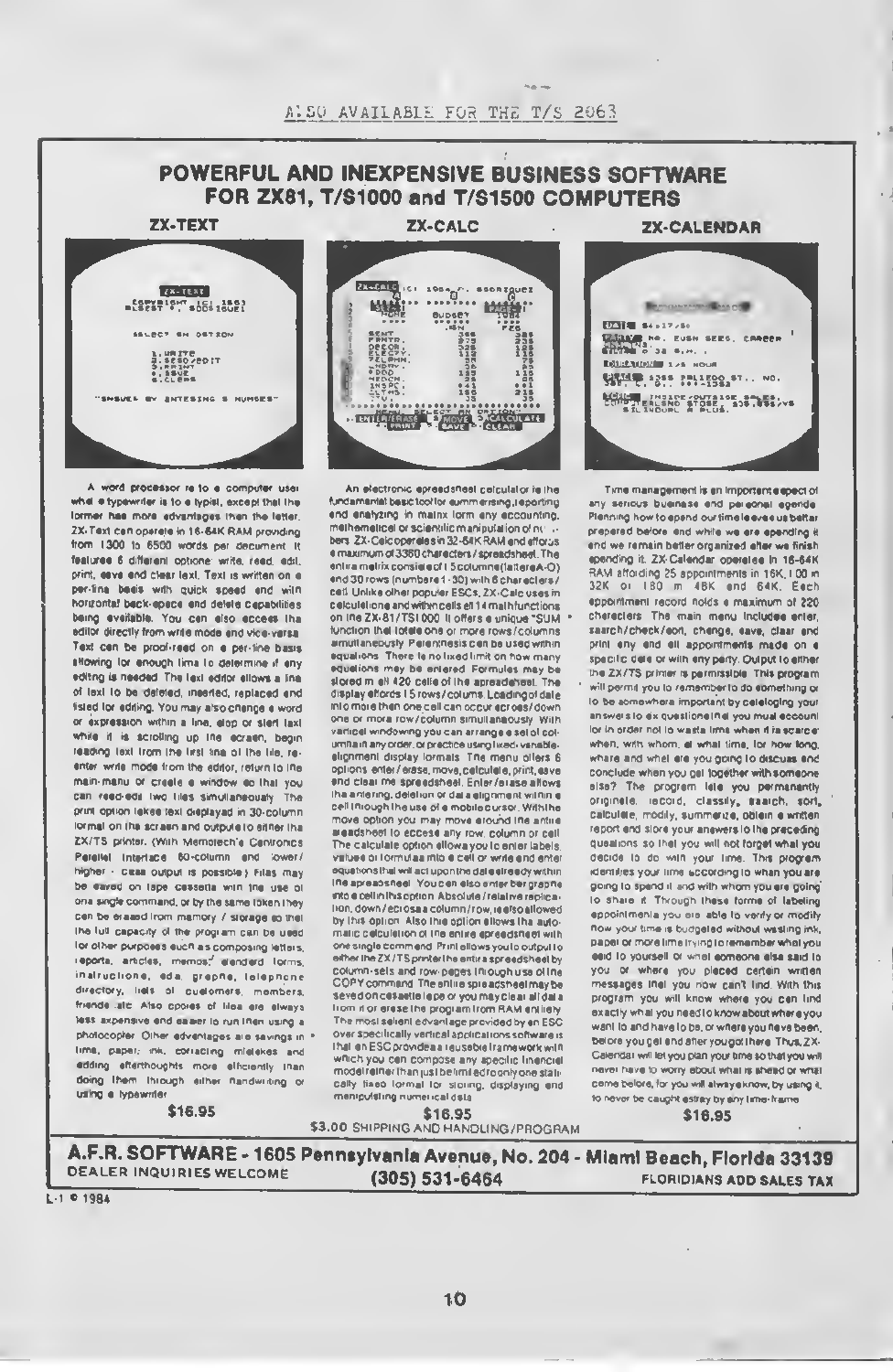ALSO AVAILABLE FOR THE T/S 2068

# POWERFUL AND INEXPENSIVE BUSINESS SOFTWARE FOR ZX81, T/S1000 and T/S1500 COMPUTERS

## ZX-TEXT

A word processor is to a computer user what a typewriter is to a typist, except that the former has more advantages than the latter. ZX-Text can operate in 16-64K RAM providing from 1300 to 6500 words per document. It features 6 different options: write, read, edit, print, save and clear text. Text is written on a per-line basis with quick speed and with horizontal back-space and delete capabilities being available. You can also access the editor directly from write mode and vice-versa. Text can be proof-read on a per-line basis allowing for enough time to determine if any editing is needed. The text editor allows a line of text to be deleted, inserted, replaced and listed for editing. You may also change a word or expression within a line, stop or start text while it is scrolling up the screen, begin reading text from the first line of the file, re-enter write mode from the editor, return to the main-menu or create a window so that you can read-edit two files simultaneously. The print option takes text displayed in 30-column format on the screen and outputs to either the ZX/TS printer. (With Memotech's Centronics Parallel Interface 80-column and lower/higher - case output is possible.) Files may be saved on tape cassette with the use of one single command, or by the same token they can be erased from memory / storage so that the full capacity of the program can be used for other purposes such as composing letters, reports, articles, memos, standard forms, instructions, ads, graphs, telephone directory, lists of customers, members, friends, etc. Also copies of files are always less expensive and easier to run than using a photocopier. Other advantages are savings in time, paper, ink, correcting mistakes and adding afterthoughts more efficiently than doing them through either handwriting or using a typewriter.

**$16.95**

## ZX-CALC

An electronic spreadsheet calculator is the fundamental basic tool for summarising, reporting and analyzing in matrix form any accounting, mathematical or scientific manipulation of numbers. ZX-Calc operates in 32-64K RAM and affords a maximum of 3360 characters / spreadsheet. The entire matrix consists of 15 columns (letters A-O) and 30 rows (numbered 1-30) with 6 characters / cell. Unlike other popular ESCs, ZX-Calc uses in calculations and within cells all 14 math functions on the ZX-81/TS1000. It offers a unique "SUM" function that totals one or more rows/columns simultaneously. Parenthesis can be used within equations. There is no fixed limit on how many equations may be entered. Formulas may be stored in all 420 cells of the spreadsheet. The display affords 15 rows/columns. Loading of data into more than one cell can occur across/down one or more row/column simultaneously. With vertical windowing you can arrange a set of columns in any order, or practice using fixed-variable alignment display formats. The menu offers 6 options: enter/erase, move, calculate, print, save and clear the spreadsheet. Enter/erase allows the entering, deletion or data alignment within a cell through the use of a mobile cursor. With the move option you may move around the entire spreadsheet to access any row, column or cell. The calculate option allows you to enter labels, values or formulas into a cell or write and enter equations that will act upon the data already within the spreadsheet. You can also enter bar graphs into a cell in this option. Absolute / relative replication, down / across a column / row, is also allowed by this option. Also this option allows the automatic calculation of the entire spreadsheet with one single command. Print allows you to output to either the ZX/TS printer the entire spreadsheet by column-sets and row-pages through use of the COPY command. The entire spreadsheet may be saved on cassette tape or you may clear all data from it or erase the program from RAM entirely. The most salient advantage provided by an ESC over specifically vertical applications software is that an ESC provides a reusable framework with which you can compose any specific financial model rather than just be limited to only one statically fixed format for storing, displaying and manipulating numerical data.

**$16.95**

## ZX-CALENDAR

Time management is an important aspect of any serious business and personal agenda. Planning how to spend our time leaves us better prepared before and while we are spending it and we remain better organized after we finish spending it. ZX-Calendar operates in 16-64K RAM affording 25 appointments in 16K, 100 in 32K or 180 in 48K and 64K. Each appointment record holds a maximum of 220 characters. The main menu includes enter, search/check/sort, change, save, clear and print any and all appointments made on a specific date or with any party. Output to either the ZX/TS printer is permissible. This program will permit you to remember to do something or to be somewhere important by cataloging your answers to six questions that you must account for in order not to waste time when it is scarce: when, with whom, at what time, for how long, where and what are you going to discuss and conclude when you get together with someone else? The program lets you permanently originate, record, classify, search, sort, calculate, modify, summarize, obtain a written report and store your answers to the preceding questions so that you will not forget what you decide to do with your time. This program identifies your time according to when you are going to spend it and with whom you are going to share it. Through these forms of labeling appointments you are able to verify or modify how your time is budgeted without wasting ink, paper or more time trying to remember what you said to yourself or what someone else said to you or where you placed certain written messages that you now can't find. With this program you will know where you can find exactly what you need to know about where you want to and have to be, or where you have been, before you get and after you got there. Thus, ZX-Calendar will let you plan your time so that you will never have to worry about what is ahead or what came before, for you will always know, by using it, to never be caught astray by any time-frame.

**$16.95**

$3.00 SHIPPING AND HANDLING/PROGRAM

**A.F.R. SOFTWARE - 1605 Pennsylvania Avenue, No. 204 - Miami Beach, Florida 33139**

DEALER INQUIRIES WELCOME **(305) 531-6464** FLORIDIANS ADD SALES TAX

L-1 © 1984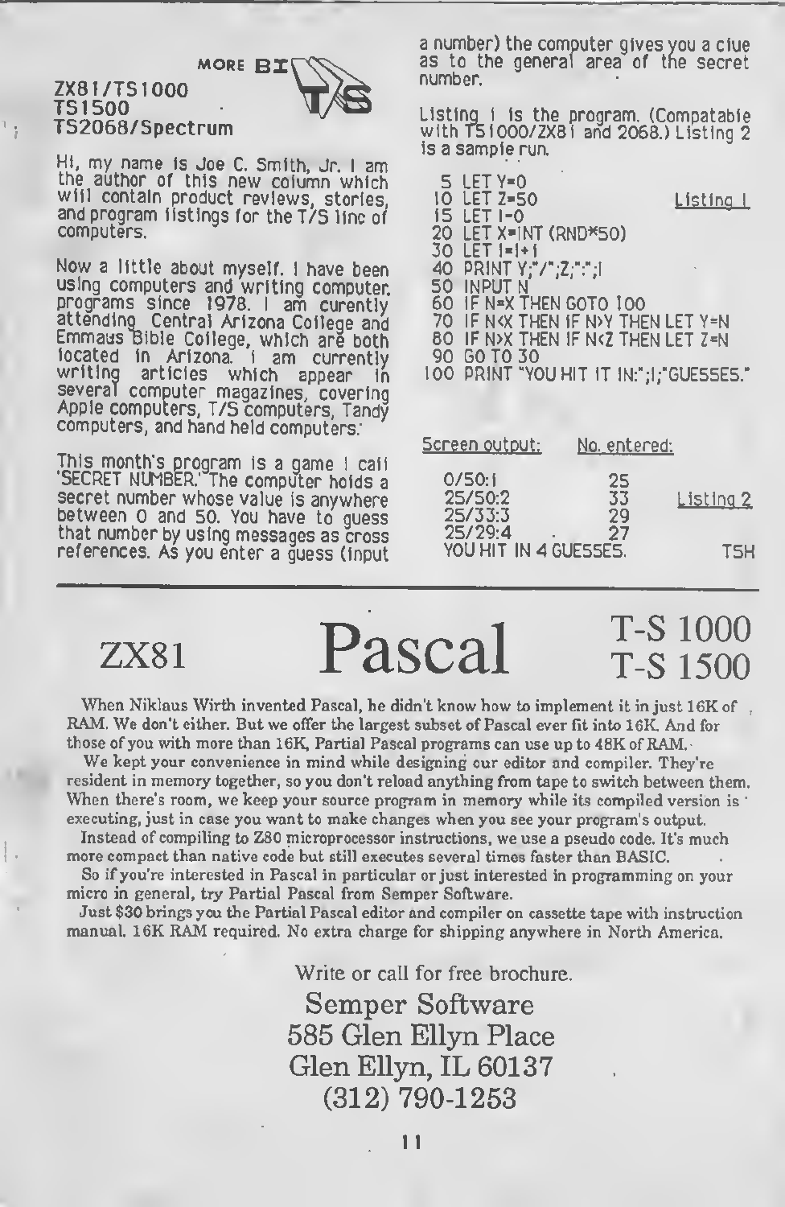MORE BITS

ZX81/TS1000
TS1500
TS2068/Spectrum

Hi, my name is Joe C. Smith, Jr. I am the author of this new column which will contain product reviews, stories, and program listings for the T/S line of computers.

Now a little about myself. I have been using computers and writing computer programs since 1978. I am curently attending Central Arizona College and Emmaus Bible College, which are both located in Arizona. I am currently writing articles which appear in several computer magazines, covering Apple computers, T/S computers, Tandy computers, and hand held computers.

This month's program is a game I call 'SECRET NUMBER.' The computer holds a secret number whose value is anywhere between 0 and 50. You have to guess that number by using messages as cross references. As you enter a guess (input a number) the computer gives you a clue as to the general area of the secret number.

Listing 1 is the program. (Compatable with TS1000/ZX81 and 2068.) Listing 2 is a sample run.

Listing 1

```
  5 LET Y=0
 10 LET Z=50
 15 LET I=0
 20 LET X=INT (RND*50)
 30 LET I=I+1
 40 PRINT Y;"/";Z;":";I
 50 INPUT N
 60 IF N=X THEN GOTO 100
 70 IF N<X THEN IF N>Y THEN LET Y=N
 80 IF N>X THEN IF N<Z THEN LET Z=N
 90 GO TO 30
100 PRINT "YOU HIT IT IN:";I;"GUESSES."
```

Listing 2

| Screen output: | No. entered: |
|---|---|
| 0/50:1 | 25 |
| 25/50:2 | 33 |
| 25/33:3 | 29 |
| 25/29:4 | 27 |
| YOU HIT IN 4 GUESSES. | |

TSH

---

# ZX81 Pascal T-S 1000 T-S 1500

When Niklaus Wirth invented Pascal, he didn't know how to implement it in just 16K of RAM. We don't either. But we offer the largest subset of Pascal ever fit into 16K. And for those of you with more than 16K, Partial Pascal programs can use up to 48K of RAM.

We kept your convenience in mind while designing our editor and compiler. They're resident in memory together, so you don't reload anything from tape to switch between them. When there's room, we keep your source program in memory while its compiled version is executing, just in case you want to make changes when you see your program's output.

Instead of compiling to Z80 microprocessor instructions, we use a pseudo code. It's much more compact than native code but still executes several times faster than BASIC.

So if you're interested in Pascal in particular or just interested in programming on your micro in general, try Partial Pascal from Semper Software.

Just $30 brings you the Partial Pascal editor and compiler on cassette tape with instruction manual. 16K RAM required. No extra charge for shipping anywhere in North America.

Write or call for free brochure.

Semper Software
585 Glen Ellyn Place
Glen Ellyn, IL 60137
(312) 790-1253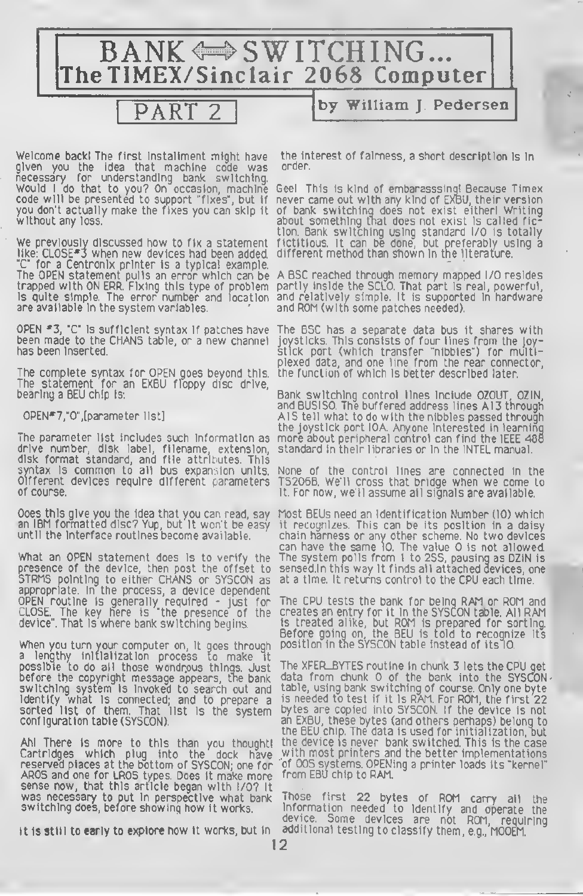# BANK ⟺ SWITCHING... The TIMEX/Sinclair 2068 Computer

## PART 2

**by William J. Pedersen**

Welcome back! The first installment might have given you the idea that machine code was necessary for understanding bank switching. Would I do that to you? On occasion, machine code will be presented to support "fixes", but if you don't actually make the fixes you can skip it without any loss.

We previously discussed how to fix a statement like: CLOSE#3 when new devices had been added. "C" for a Centronix printer is a typical example. The OPEN statement pulls an error which can be trapped with ON ERR. Fixing this type of problem is quite simple. The error number and location are available in the system variables.

OPEN #3, "C" is sufficient syntax if patches have been made to the CHANS table, or a new channel has been inserted.

The complete syntax for OPEN goes beyond this. The statement for an EXBU floppy disc drive, bearing a BEU chip is:

OPEN#7,"O",[parameter list]

The parameter list includes such information as drive number, disk label, filename, extension, disk format standard, and file attributes. This syntax is common to all bus expansion units. Different devices require different parameters of course.

Does this give you the idea that you can read, say an IBM formatted disc? Yup, but it won't be easy until the interface routines become available.

What an OPEN statement does is to verify the presence of the device, then post the offset to STRMS pointing to either CHANS or SYSCON as appropriate. In the process, a device dependent OPEN routine is generally required - just for CLOSE. The key here is "the presence of the device". That is where bank switching begins.

When you turn your computer on, it goes through a lengthy initialization process to make it possible to do all those wondrous things. Just before the copyright message appears, the bank switching system is invoked to search out and identify what is connected; and to prepare a sorted list of them. That list is the system configuration table (SYSCON).

Ah! There is more to this than you thought! Cartridges which plug into the dock have reserved places at the bottom of SYSCON; one for AROS and one for LROS types. Does it make more sense now, that this article began with I/O? It was necessary to put in perspective what bank switching does, before showing how it works.

It is still to early to explore how it works, but in the interest of fairness, a short description is in order.

Gee! This is kind of embarasssing! Because Timex never came out with any kind of EXBU, their version of bank switching does not exist either! Writing about something that does not exist is called fiction. Bank switching using standard I/O is totally fictitious. It can be done, but preferably using a different method than shown in the literature.

A BSC reached through memory mapped I/O resides partly inside the SCLD. That part is real, powerful, and relatively simple. It is supported in hardware and ROM (with some patches needed).

The BSC has a separate data bus it shares with joysticks. This consists of four lines from the joystick port (which transfer "nibbles") for multiplexed data, and one line from the rear connector, the function of which is better described later.

Bank switching control lines include OZOUT, OZIN, and BUSISO. The buffered address lines A13 through A15 tell what to do with the nibbles passed through the joystick port IOA. Anyone interested in learning more about peripheral control can find the IEEE 488 standard in their libraries or in the INTEL manual.

None of the control lines are connected in the TS2068. We'll cross that bridge when we come to it. For now, we'll assume all signals are available.

Most BEUs need an identification Number (ID) which it recognizes. This can be its position in a daisy chain harness or any other scheme. No two devices can have the same ID. The value 0 is not allowed. The system polls from 1 to 255, pausing as DZIN is sensed.In this way it finds all attached devices, one at a time. It returns control to the CPU each time.

The CPU tests the bank for being RAM or ROM and creates an entry for it in the SYSCON table. All RAM is treated alike, but ROM is prepared for sorting. Before going on, the BEU is told to recognize its position in the SYSCON table instead of its ID.

The XFER_BYTES routine in chunk 3 lets the CPU get data from chunk 0 of the bank into the SYSCON table, using bank switching of course. Only one byte is needed to test if it is RAM. For ROM, the first 22 bytes are copied into SYSCON. If the device is not an EXBU, these bytes (and others perhaps) belong to the BEU chip. The data is used for initialization, but the device is never bank switched. This is the case with most printers and the better implementations of DOS systems. OPENing a printer loads its "kernel" from EBU chip to RAM.

Those first 22 bytes of ROM carry all the information needed to identify and operate the device. Some devices are not ROM, requiring additional testing to classify them, e.g., MODEM.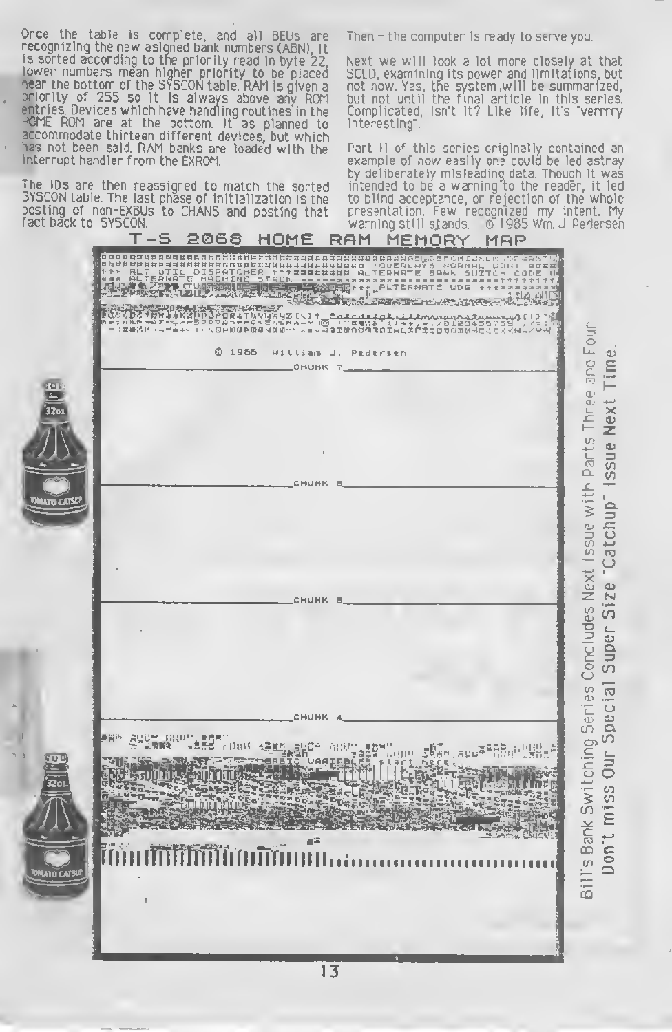Once the table is complete, and all BEUs are recognizing the new asigned bank numbers (ABN), it is sorted according to the priority read in byte 22, lower numbers mean higher priority to be placed near the bottom of the SYSCON table. RAM is given a priority of 255 so it is always above any ROM entries. Devices which have handling routines in the HOME ROM are at the bottom. It as planned to accommodate thirteen different devices, but which has not been said. RAM banks are loaded with the interrupt handler from the EXROM.

The IDs are then reassigned to match the sorted SYSCON table. The last phase of initialization is the posting of non-EXBUs to CHANS and posting that fact back to SYSCON.

Then – the computer is ready to serve you.

Next we will look a lot more closely at that SCLD, examining its power and limitations, but not now. Yes, the system will be summarized, but not until the final article in this series. Complicated, isn't it? Like life, it's "verrrry interesting".

Part II of this series originally contained an example of how easily one could be led astray by deliberately misleading data. Though it was intended to be a warning to the reader, it led to blind acceptance, or rejection of the whole presentation. Few recognized my intent. My warning still stands. © 1985 Wm. J. Pedersen

## T-S 2068 HOME RAM MEMORY MAP

ALT UTIL DISPATCHER — ALTERNATE BANK SWITCH CODE — ALTERNATE MACHINE STACK — (OVERLAYS NORMAL UDG) — ALTERNATE UDG

© 1985 William J. Pedersen

CHUNK 7

CHUNK 6

CHUNK 5

CHUNK 4

BASIC VARIABLES start here

Bill's Bank Switching Series Concludes Next Issue with Parts Three and Four

**Don't miss Our Special Super Size 'Catchup' Issue Next Time.**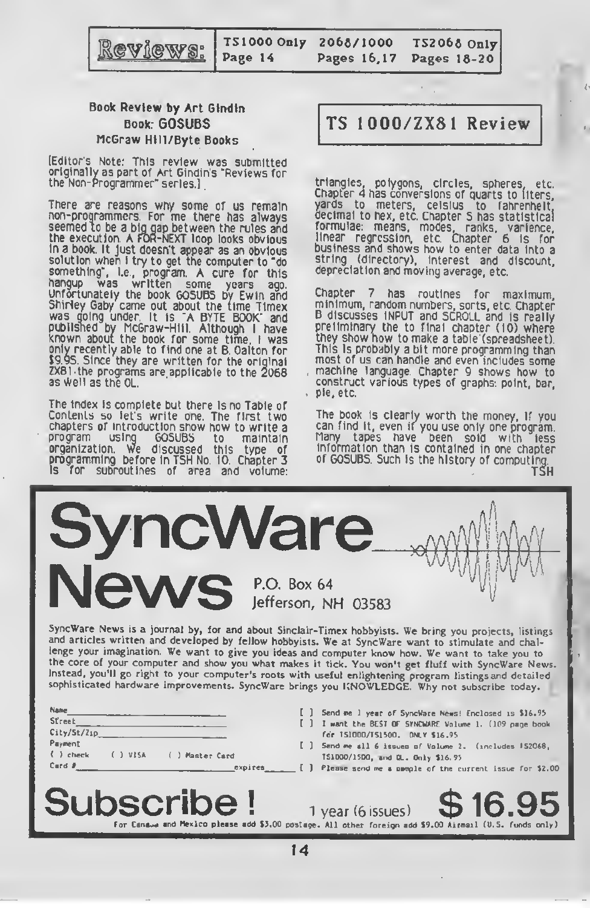| Reviews: | TS1000 Only | 2068/1000 | TS2068 Only |
|---|---|---|---|
| | Page 14 | Pages 16,17 | Pages 18-20 |

## TS 1000/ZX81 Review

### Book Review by Art Gindin
### Book: GOSUBS
### McGraw Hill/Byte Books

[Editor's Note: This review was submitted originally as part of Art Gindin's "Reviews for the Non-Programmer" series.]

There are reasons why some of us remain non-programmers. For me there has always seemed to be a big gap between the rules and the execution. A FOR-NEXT loop looks obvious in a book. It just doesn't appear as an obvious solution when I try to get the computer to "do something", i.e., program. A cure for this hangup was written some years ago. Unfortunately the book GOSUBS by Ewin and Shirley Gaby came out about the time Timex was going under. It is "A BYTE BOOK" and published by McGraw-Hill. Although I have known about the book for some time, I was only recently able to find one at B. Dalton for $9.95. Since they are written for the original ZX81 the programs are applicable to the 2068 as well as the QL.

The index is complete but there is no Table of Contents so let's write one. The first two chapters of introduction show how to write a program using GOSUBS to maintain organization. We discussed this type of programming before in TSH No. 10. Chapter 3 is for subroutines of area and volume: triangles, polygons, circles, spheres, etc. Chapter 4 has conversions of quarts to liters, yards to meters, celsius to fahrenheit, decimal to hex, etc. Chapter 5 has statistical formulae: means, modes, ranks, varience, linear regression, etc. Chapter 6 is for business and shows how to enter data into a string (directory), interest and discount, depreciation and moving average, etc.

Chapter 7 has routines for maximum, minimum, random numbers, sorts, etc. Chapter 8 discusses INPUT and SCROLL and is really preliminary the to final chapter (10) where they show how to make a table (spreadsheet). This is probably a bit more programming than most of us can handle and even includes some machine language. Chapter 9 shows how to construct various types of graphs: point, bar, pie, etc.

The book is clearly worth the money, if you can find it, even if you use only one program. Many tapes have been sold with less information than is contained in one chapter of GOSUBS. Such is the history of computing.

TSH

---

# SyncWare News

P.O. Box 64
Jefferson, NH 03583

SyncWare News is a journal by, for and about Sinclair-Timex hobbyists. We bring you projects, listings and articles written and developed by fellow hobbyists. We at SyncWare want to stimulate and challenge your imagination. We want to give you ideas and computer know how. We want to take you to the core of your computer and show you what makes it tick. You won't get fluff with SyncWare News. Instead, you'll go right to your computer's roots with useful enlightening program listings and detailed sophisticated hardware improvements. SyncWare brings you KNOWLEDGE. Why not subscribe today.

Name ____________________
Street ____________________
City/St/Zip ____________________
Payment
( ) check ( ) VISA ( ) Master Card
Card # ____________________ expires ______

[ ] Send me 1 year of SyncWare News! Enclosed is $16.95
[ ] I want the BEST OF SYNCWARE Volume 1. (109 page book for TS1000/TS1500. ONLY $16.95
[ ] Send me all 6 issues of Volume 2. (includes TS2068, TS1000/1500, and QL. Only $16.95
[ ] Please send me a sample of the current issue for $2.00

## Subscribe!

1 year (6 issues) **$16.95**

For Canada and Mexico please add $3.00 postage. All other foreign add $9.00 Airmail (U.S. funds only)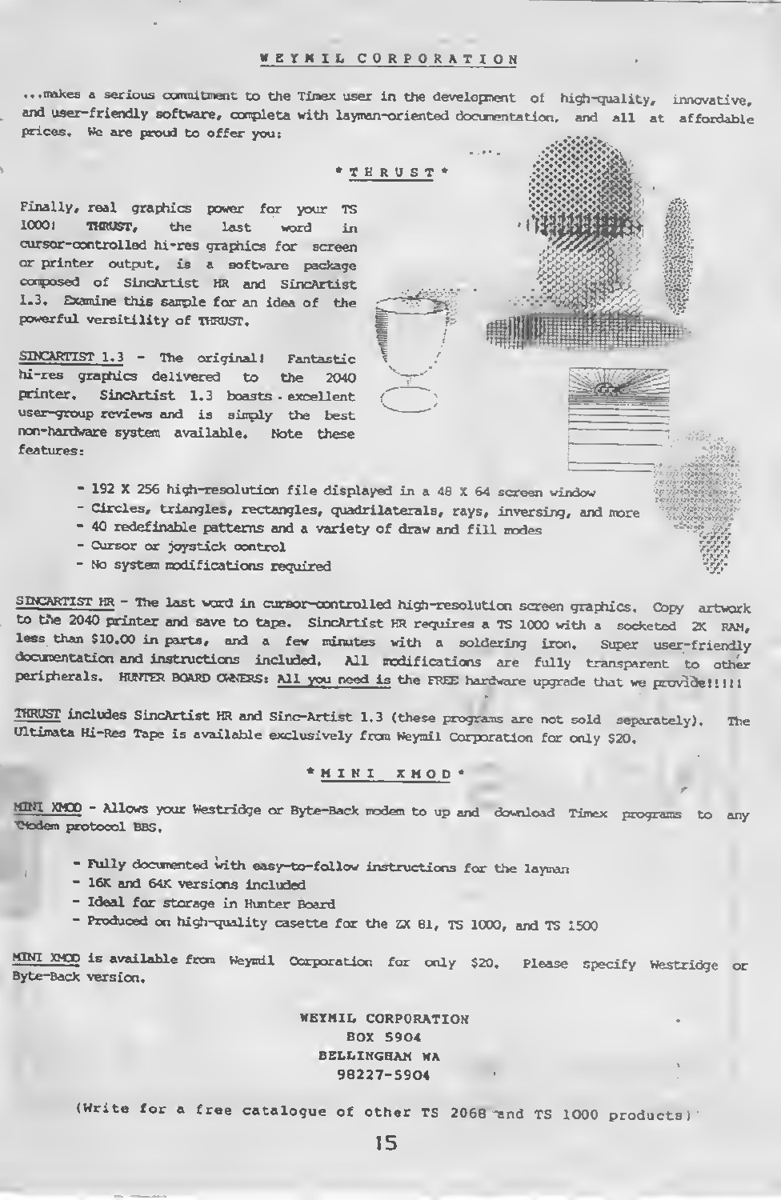## WEYMIL CORPORATION

...makes a serious commitment to the Timex user in the development of high-quality, innovative, and user-friendly software, completa with layman-oriented documentation, and all at affordable prices. We are proud to offer you:

### *THRUST*

Finally, real graphics power for your TS 1000! **THRUST**, the last word in cursor-controlled hi-res graphics for screen or printer output, is a software package composed of SincArtist HR and SincArtist 1.3. Examine this sample for an idea of the powerful versitility of THRUST.

SINCARTIST 1.3 - The original! Fantastic hi-res graphics delivered to the 2040 printer. SincArtist 1.3 boasts excellent user-group reviews and is simply the best non-hardware system available. Note these features:

- 192 X 256 high-resolution file displayed in a 48 X 64 screen window
- Circles, triangles, rectangles, quadrilaterals, rays, inversing, and more
- 40 redefinable patterns and a variety of draw and fill modes
- Cursor or joystick control
- No system modifications required

SINCARTIST HR - The last word in cursor-controlled high-resolution screen graphics. Copy artwork to the 2040 printer and save to tape. SincArtist HR requires a TS 1000 with a socketed 2K RAM, less than $10.00 in parts, and a few minutes with a soldering iron. Super user-friendly documentation and instructions included. All modifications are fully transparent to other peripherals. HUNTER BOARD OWNERS: All you need is the FREE hardware upgrade that we provide!!!!!

THRUST includes SincArtist HR and Sinc-Artist 1.3 (these programs are not sold separately). The Ultimata Hi-Res Tape is available exclusively from Weymil Corporation for only $20.

### *MINI XMOD*

MINI XMOD - Allows your Westridge or Byte-Back modem to up and download Timex programs to any Xmodem protocol BBS.

- Fully documented with easy-to-follow instructions for the layman
- 16K and 64K versions included
- Ideal for storage in Hunter Board
- Produced on high-quality casette for the ZX 81, TS 1000, and TS 1500

MINI XMOD is available from Weymil Corporation for only $20. Please specify Westridge or Byte-Back version.

WEYMIL CORPORATION
BOX 5904
BELLINGHAM WA
98227-5904

(Write for a free catalogue of other TS 2068 and TS 1000 products)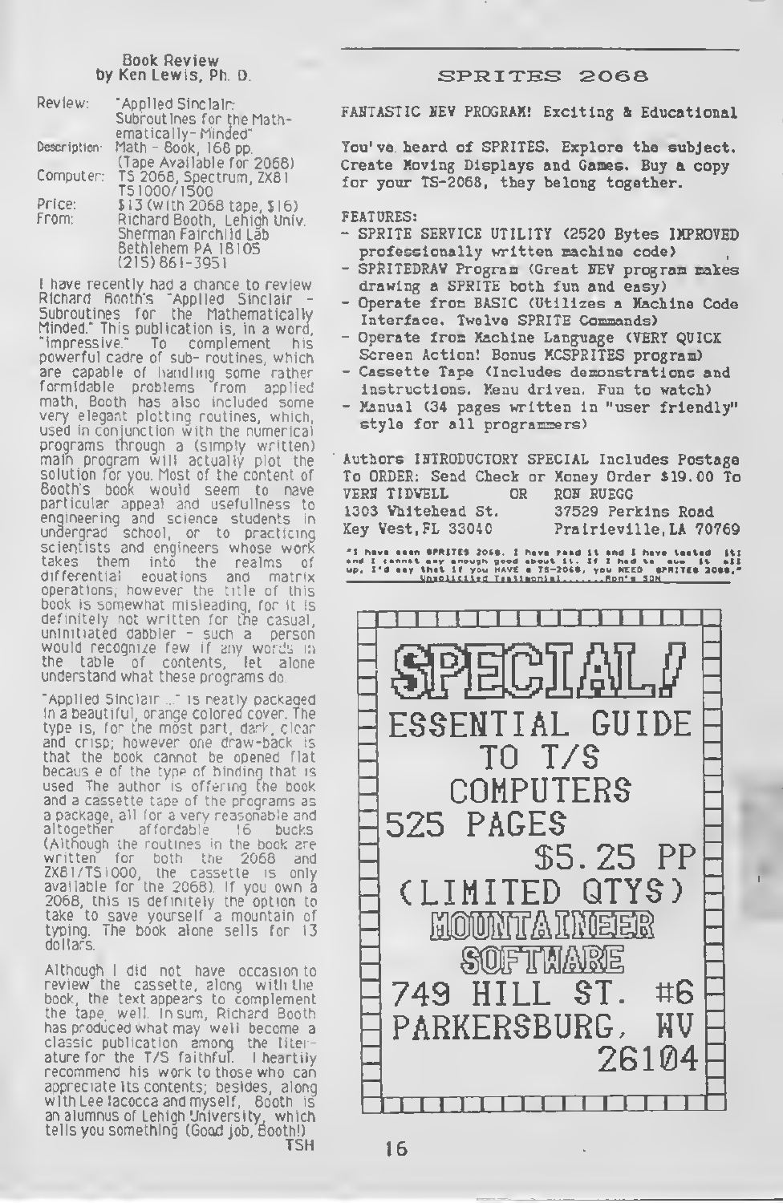## Book Review
by Ken Lewis, Ph. D.

| | |
|---|---|
| Review: | "Applied Sinclair: Subroutines for the Mathematically-Minded" |
| Description: | Math - Book, 168 pp. (Tape Available for 2068) |
| Computer: | TS 2068, Spectrum, ZX81 TS1000/1500 |
| Price: | $13 (with 2068 tape, $16) |
| From: | Richard Booth, Lehigh Univ. Sherman Fairchild Lab Bethlehem PA 18105 (215) 861-3951 |

I have recently had a chance to review Richard Booth's "Applied Sinclair - Subroutines for the Mathematically Minded." This publication is, in a word, "impressive." To complement his powerful cadre of sub- routines, which are capable of handling some rather formidable problems from applied math, Booth has also included some very elegant plotting routines, which, used in conjunction with the numerical programs through a (simply written) main program will actually plot the solution for you. Most of the content of Booth's book would seem to have particular appeal and usefullness to engineering and science students in undergrad school, or to practicing scientists and engineers whose work takes them into the realms of differential equations and matrix operations; however the title of this book is somewhat misleading, for it is definitely not written for the casual, uninitiated dabbler - such a person would recognize few if any words in the table of contents, let alone understand what these programs do.

"Applied Sinclair ..." is neatly packaged in a beautiful, orange colored cover. The type is, for the most part, dark, clear and crisp; however one draw-back is that the book cannot be opened flat because of the type of binding that is used. The author is offering the book and a cassette tape of the programs as a package, all for a very reasonable and altogether affordable 16 bucks. (Although the routines in the book are written for both the 2068 and ZX81/TS1000, the cassette is only available for the 2068). If you own a 2068, this is definitely the option to take to save yourself a mountain of typing. The book alone sells for 13 dollars.

Although I did not have occasion to review the cassette, along with the book, the text appears to complement the tape well. In sum, Richard Booth has produced what may well become a classic publication among the literature for the T/S faithful. I heartily recommend his work to those who can appreciate its contents; besides, along with Lee Iacocca and myself, Booth is an alumnus of Lehigh University, which tells you something (Good job, Booth!)

TSH

## SPRITES 2068

FANTASTIC NEW PROGRAM! Exciting & Educational

You've heard of SPRITES. Explore the subject. Create Moving Displays and Games. Buy a copy for your TS-2068, they belong together.

FEATURES:

- SPRITE SERVICE UTILITY (2520 Bytes IMPROVED professionally written machine code)
- SPRITEDRAW Program (Great NEW program makes drawing a SPRITE both fun and easy)
- Operate from BASIC (Utilizes a Machine Code Interface. Twelve SPRITE Commands)
- Operate from Machine Language (VERY QUICK Screen Action! Bonus MCSPRITES program)
- Cassette Tape (Includes demonstrations and instructions. Menu driven. Fun to watch)
- Manual (34 pages written in "user friendly" style for all programmers)

Authors INTRODUCTORY SPECIAL Includes Postage To ORDER: Send Check or Money Order $19.00 To

| | | |
|---|---|---|
| VERN TIDWELL | OR | RON RUEGG |
| 1303 Whitehead St. | | 37529 Perkins Road |
| Key West, FL 33040 | | Prairieville, LA 70769 |

"I have seen SPRITES 2068. I have read it and I have tested it! and I cannot say enough good about it. If I had to sum it all up, I'd say that if you HAVE a TS-2068, you NEED SPRITES 2068." Unsolicited Testimonial......Ron's SON

## SPECIAL!

ESSENTIAL GUIDE TO T/S COMPUTERS

525 PAGES

$5.25 PP

(LIMITED QTYS)

MOUNTAINEER SOFTWARE

749 HILL ST. #6
PARKERSBURG, WV
26104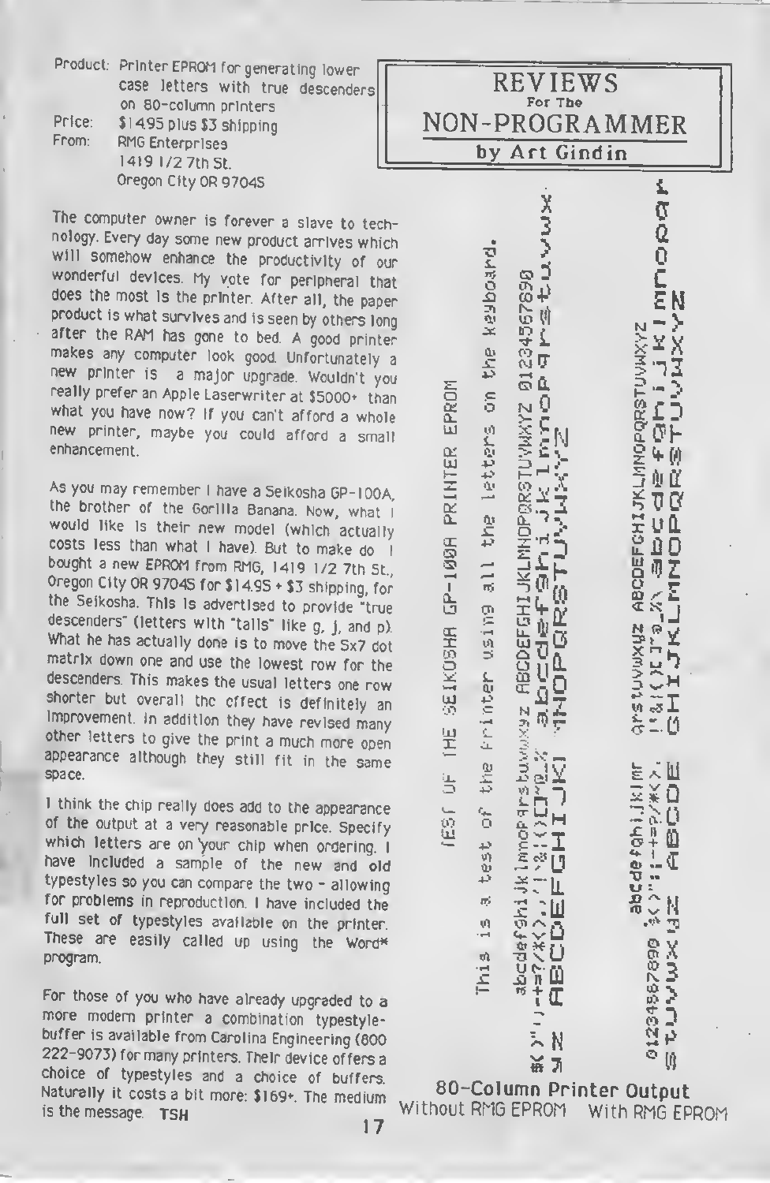# REVIEWS
## For The NON-PROGRAMMER
### by Art Gindin

Product: Printer EPROM for generating lower case letters with true descenders on 80-column printers
Price: $14.95 plus $3 shipping
From: RMG Enterprises
1419 1/2 7th St.
Oregon City OR 97045

The computer owner is forever a slave to technology. Every day some new product arrives which will somehow enhance the productivity of our wonderful devices. My vote for peripheral that does the most is the printer. After all, the paper product is what survives and is seen by others long after the RAM has gone to bed. A good printer makes any computer look good. Unfortunately a new printer is a major upgrade. Wouldn't you really prefer an Apple Laserwriter at $5000+ than what you have now? If you can't afford a whole new printer, maybe you could afford a small enhancement.

As you may remember I have a Seikosha GP-100A, the brother of the Gorilla Banana. Now, what I would like is their new model (which actually costs less than what I have). But to make do I bought a new EPROM from RMG, 1419 1/2 7th St., Oregon City OR 97045 for $14.95 + $3 shipping, for the Seikosha. This is advertised to provide "true descenders" (letters with "tails" like g, j, and p). What he has actually done is to move the 5x7 dot matrix down one and use the lowest row for the descenders. This makes the usual letters one row shorter but overall the effect is definitely an improvement. In addition they have revised many other letters to give the print a much more open appearance although they still fit in the same space.

I think the chip really does add to the appearance of the output at a very reasonable price. Specify which letters are on your chip when ordering. I have included a sample of the new and old typestyles so you can compare the two - allowing for problems in reproduction. I have included the full set of typestyles available on the printer. These are easily called up using the Word* program.

For those of you who have already upgraded to a more modern printer a combination typestyle-buffer is available from Carolina Engineering (800 222-9073) for many printers. Their device offers a choice of typestyles and a choice of buffers. Naturally it costs a bit more: $169+. The medium is the message. **TSH**

TEST OF THE SEIKOSHA GP-100A PRINTER EPROM

This is a test of the printer using all the letters on the keyboard.

abcdefghijklmnopqrstuvwxyz ABCDEFGHIJKLMNOPQRSTUVWXYZ 0123456789
$()"!;-+=?/*<>,'!&:()[]@_% abcdefghijklmnopqrstuvwx
yz ABCDEFGHIJKLMNOPQRSTUVWXYZ

0123456789 abcdefghijklmnopqrstuvwxyz ABCDEFGHIJKLMNOPQRSTUVWXYZ
$()"!;-+=?/*<>,!&:()[]@_% abcdefghijklmnopqr
stuvwxyz ABCDEFGHIJKLMNOPQRSTUVWXYZ

**80-Column Printer Output**
Without RMG EPROM    With RMG EPROM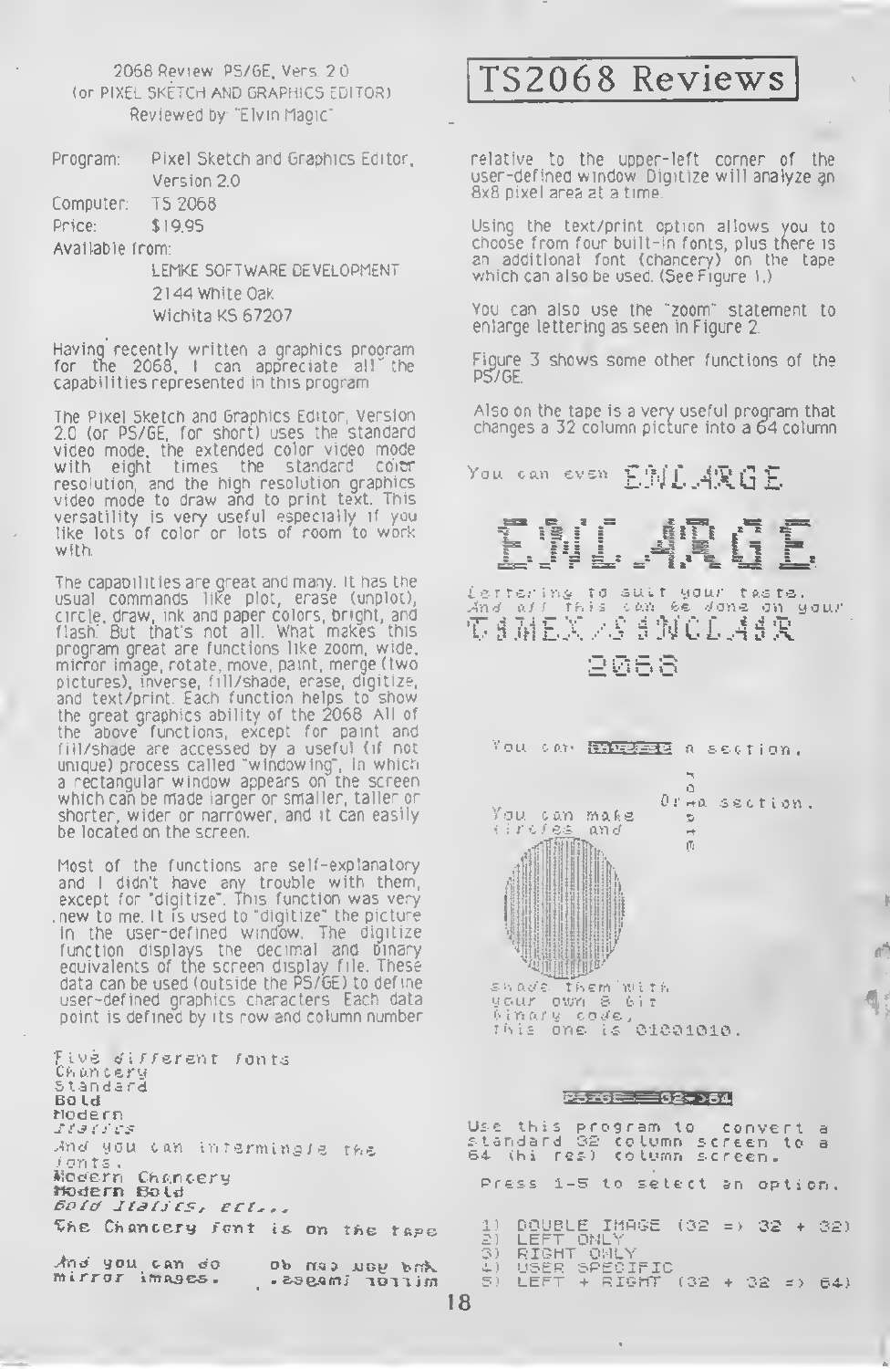# TS2068 Reviews

2068 Review PS/GE, Vers. 2.0
(or PIXEL SKETCH AND GRAPHICS EDITOR)
Reviewed by "Elvin Magic"

Program: Pixel Sketch and Graphics Editor, Version 2.0
Computer: TS 2068
Price: $19.95
Available from:
LEMKE SOFTWARE DEVELOPMENT
2144 White Oak
Wichita KS 67207

Having recently written a graphics program for the 2068, I can appreciate all the capabilities represented in this program.

The Pixel Sketch and Graphics Editor, Version 2.0 (or PS/GE, for short) uses the standard video mode, the extended color video mode with eight times the standard color resolution, and the high resolution graphics video mode to draw and to print text. This versatility is very useful especially if you like lots of color or lots of room to work with.

The capabilities are great and many. It has the usual commands like plot, erase (unplot), circle, draw, ink and paper colors, bright, and flash. But that's not all. What makes this program great are functions like zoom, wide, mirror image, rotate, move, paint, merge (two pictures), inverse, fill/shade, erase, digitize, and text/print. Each function helps to show the great graphics ability of the 2068. All of the above functions, except for paint and fill/shade are accessed by a useful (if not unique) process called "windowing", in which a rectangular window appears on the screen which can be made larger or smaller, taller or shorter, wider or narrower, and it can easily be located on the screen.

Most of the functions are self-explanatory and I didn't have any trouble with them, except for "digitize". This function was very new to me. It is used to "digitize" the picture in the user-defined window. The digitize function displays the decimal and binary equivalents of the screen display file. These data can be used (outside the PS/GE) to define user-defined graphics characters. Each data point is defined by its row and column number relative to the upper-left corner of the user-defined window. Digitize will analyze an 8x8 pixel area at a time.

Using the text/print option allows you to choose from four built-in fonts, plus there is an additional font (chancery) on the tape which can also be used. (See Figure 1.)

You can also use the "zoom" statement to enlarge lettering as seen in Figure 2.

Figure 3 shows some other functions of the PS/GE.

Also on the tape is a very useful program that changes a 32 column picture into a 64 column

Five different fonts
Chancery
Standard
**Bold**
Modern
*Italics*
And you can intermingle the fonts.
Modern Chancery
Modern Bold
*Bold Italics, etc...*
The Chancery font is on the tape

And you can do mirror images.

You can even ENLARGE

ENLARGE

lettering to suit your taste.
And all this can be done on your
TIMEX/SINCLAIR
2068

You can INVERSE a section.

You can make circles and
shade them with your own 8 bit binary code,
this one is 01001010.

Rotate a section.

PS/GE 32->64

Use this program to convert a standard 32 column screen to a 64 (hi res) column screen.

Press 1-5 to select an option.

1) DOUBLE IMAGE (32 => 32 + 32)
2) LEFT ONLY
3) RIGHT ONLY
4) USER SPECIFIC
5) LEFT + RIGHT (32 + 32 => 64)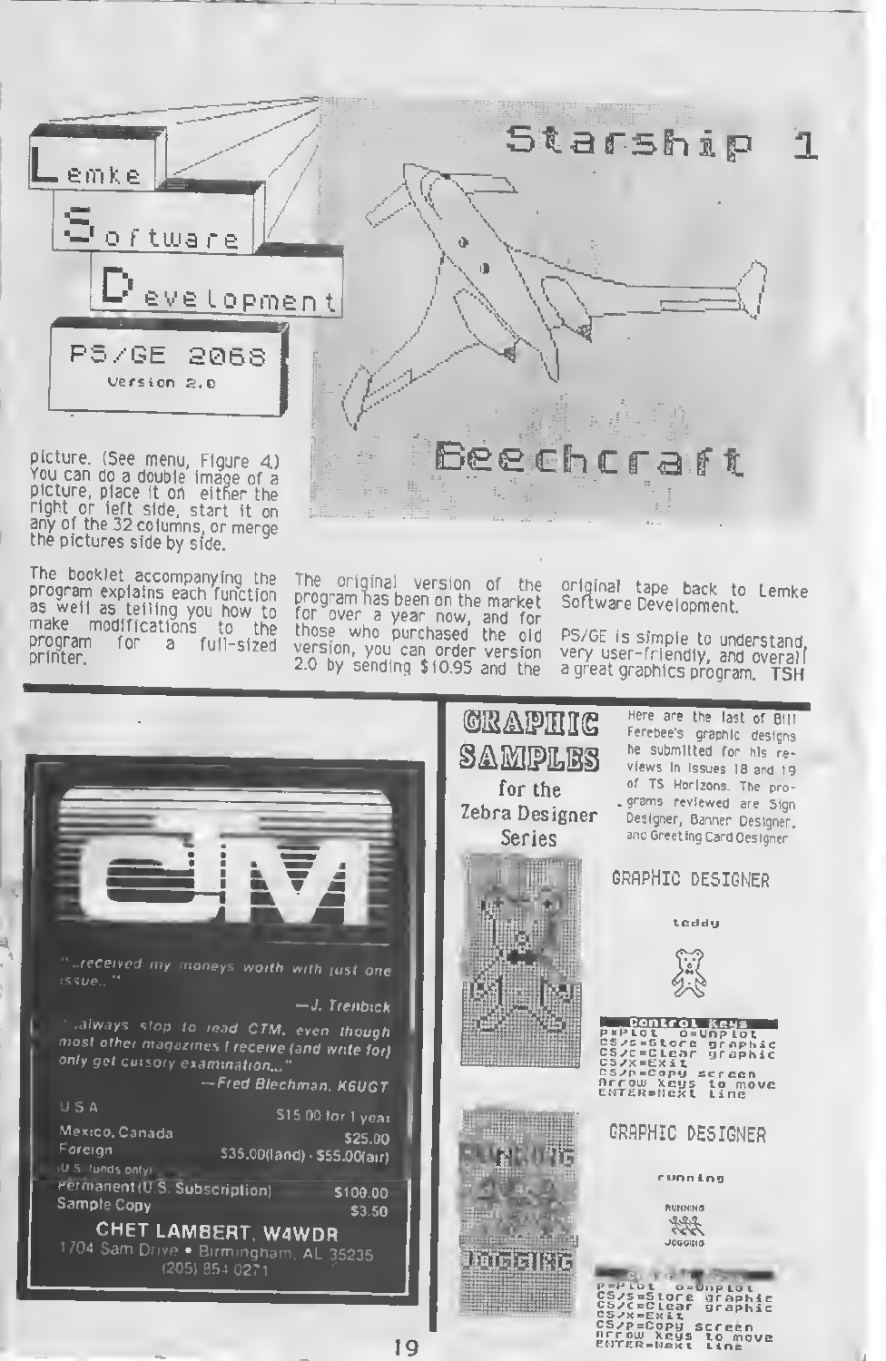Lemke Software Development

PS/GE 2068

Version 2.0

Starship 1

Beechcraft

picture. (See menu, Figure 4.) You can do a double image of a picture, place it on either the right or left side, start it on any of the 32 columns, or merge the pictures side by side.

The booklet accompanying the program explains each function as well as telling you how to make modifications to the program for a full-sized printer.

The original version of the program has been on the market for over a year now, and for those who purchased the old version, you can order version 2.0 by sending $10.95 and the original tape back to Lemke Software Development.

PS/GE is simple to understand, very user-friendly, and overall a great graphics program. TSH

---

CTM

"..received my moneys worth with just one issue.."

—J. Trenbick

"..always stop to read CTM, even though most other magazines I receive (and write for) only get cursory examination..."

—Fred Blechman, K6UGT

| | |
|---|---|
| U.S.A. | $15.00 for 1 year |
| Mexico, Canada | $25.00 |
| Foreign (U.S. funds only) | $35.00(land) - $55.00(air) |
| Permanent (U.S. Subscription) | $100.00 |
| Sample Copy | $3.50 |

CHET LAMBERT, W4WDR
1704 Sam Drive • Birmingham, AL 35235
(205) 854-0271

---

## GRAPHIC SAMPLES for the Zebra Designer Series

Here are the last of Bill Ferebee's graphic designs he submitted for his reviews in issues 18 and 19 of TS Horizons. The programs reviewed are Sign Designer, Banner Designer, and Greeting Card Designer

GRAPHIC DESIGNER

teddy

```
Control Keys
P=Plot  O=Unplot
CS/S=Store graphic
CS/C=Clear graphic
CS/X=Exit
CS/P=Copy screen
Arrow keys to move
ENTER=Next line
```

GRAPHIC DESIGNER

running

RUNNING
JOGGING

```
Control Keys
P=Plot  O=Unplot
CS/S=Store graphic
CS/C=Clear graphic
CS/X=Exit
CS/P=Copy screen
Arrow keys to move
ENTER=Next line
```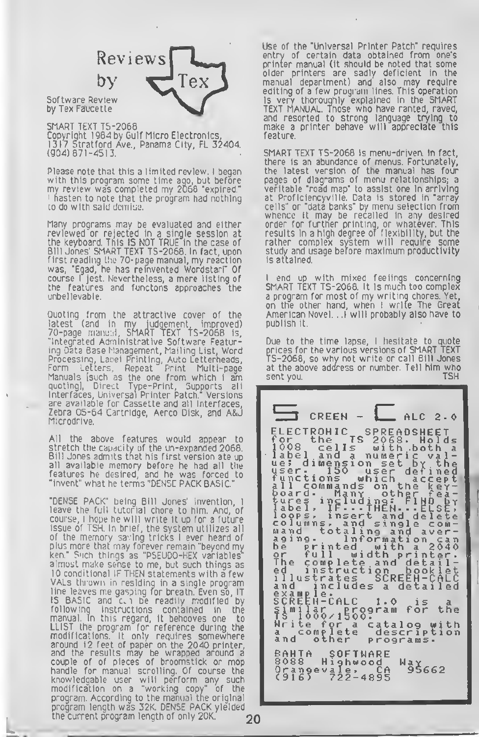# Reviews by Tex

Software Review
by Tex Faucette

SMART TEXT TS-2068
Copyright 1984 by Gulf Micro Electronics,
1317 Stratford Ave., Panama City, FL 32404.
(904) 871-4513.

Please note that this a limited review. I began with this program some time ago, but before my review was completed my 2068 "expired." I hasten to note that the program had nothing to do with said demise.

Many programs may be evaluated and either reviewed or rejected in a single session at the keyboard. This IS NOT TRUE in the case of Bill Jones' SMART TEXT TS-2068. In fact, upon first reading the 70-page manual, my reaction was, "Egad, he has reinvented Wordstar!" Of course I jest. Nevertheless, a mere listing of the features and functons approaches the unbelievable.

Quoting from the attractive cover of the latest (and in my judgement, improved) 70-page manual, SMART TEXT TS-2068 is, "Integrated Administrative Software Featuring Data Base Management, Mailing List, Word Processing, Label Printing, Auto Letterheads, Form Letters, Repeat Print Multi-page Manuals [such as the one from which I am quoting], Direct Type-Print, Supports all Interfaces, Universal Printer Patch." Versions are available for Cassette and all Interfaces, Zebra OS-64 Cartridge, Aerco Disk, and A&J Microdrive.

All the above features would appear to stretch the capacity of the un-expanded 2068. Bill Jones admits that his first version ate up all available memory before he had all the features he desired, and he was forced to "invent" what he terms "DENSE PACK BASIC."

"DENSE PACK" being Bill Jones' invention, I leave the full tutorial chore to him. And, of course, I hope he will write it up for a future issue of TSH. In brief, the system utilizes all of the memory saving tricks I ever heard of plus more that may forever remain "beyond my ken." Such things as "PSEUDO-HEX variables" almost make sense to me, but such things as 10 conditional IF THEN statements with a few VALs thrown in residing in a single program line leaves me gasping for breath. Even so, IT IS BASIC and can be readily modified by following instructions contained in the manual. In this regard, it behooves one to LLIST the program for reference during the modifications. It only requires somewhere around 12 feet of paper on the 2040 printer, and the results may be wrapped around a couple of of pieces of broomstick or mop handle for manual scrolling. Of course the knowledgable user will perform any such modification on a "working copy" of the program. According to the manual the original program length was 32K. DENSE PACK yielded the current program length of only 20K.

Use of the "Universal Printer Patch" requires entry of certain data obtained from one's printer manual (it should be noted that some older printers are sadly deficient in the manual department) and also may require editing of a few program lines. This operation is very thoroughly explained in the SMART TEXT MANUAL. Those who have ranted, raved, and resorted to strong language trying to make a printer behave will appreciate this feature.

SMART TEXT TS-2068 is menu-driven. In fact, there is an abundance of menus. Fortunately, the latest version of the manual has four pages of diagrams of menu relationships; a veritable "road map" to assist one in arriving at Proficiencyville. Data is stored in "array cells" or "data banks" by menu selection from whence it may be recalled in any desired order for further printing, or whatever. This results in a high degree of flexibility, but the rather complex system will require some study and usage before maximum productivity is attained.

I end up with mixed feelings concerning SMART TEXT TS-2068. It is much too complex a program for most of my writing chores. Yet, on the other hand, when I write The Great American Novel. . .I will probably also have to publish it.

Due to the time lapse, I hesitate to quote prices for the various versions of SMART TEXT TS-2068, so why not write or call Bill Jones at the above address or number. Tell him who sent you.

TSH

---

**SCREEN - CALC 2.0**

ELECTRONIC SPREADSHEET for the TS 2068. Holds 1008 cells with both a label and a numeric value; dimension set by the user. 150 user defined functions which accept all commands on the keyboard. Many other features including: FIND by label, IF...THEN...ELSE, loops, insert and delete columns, and single command totaling and averaging. Information can be printed with a 2040 or full width printer. The complete and detailed instruction booklet illustrates SCREEN-CALC and includes a detailed example.
SCREEN-CALC 1.0 is a similar program for the TS 1000/1500.
Write for a catalog with a complete description and other programs.

BAHTA SOFTWARE
8088 Highwood Way
Orangevale, CA 95662
(916) 722-4895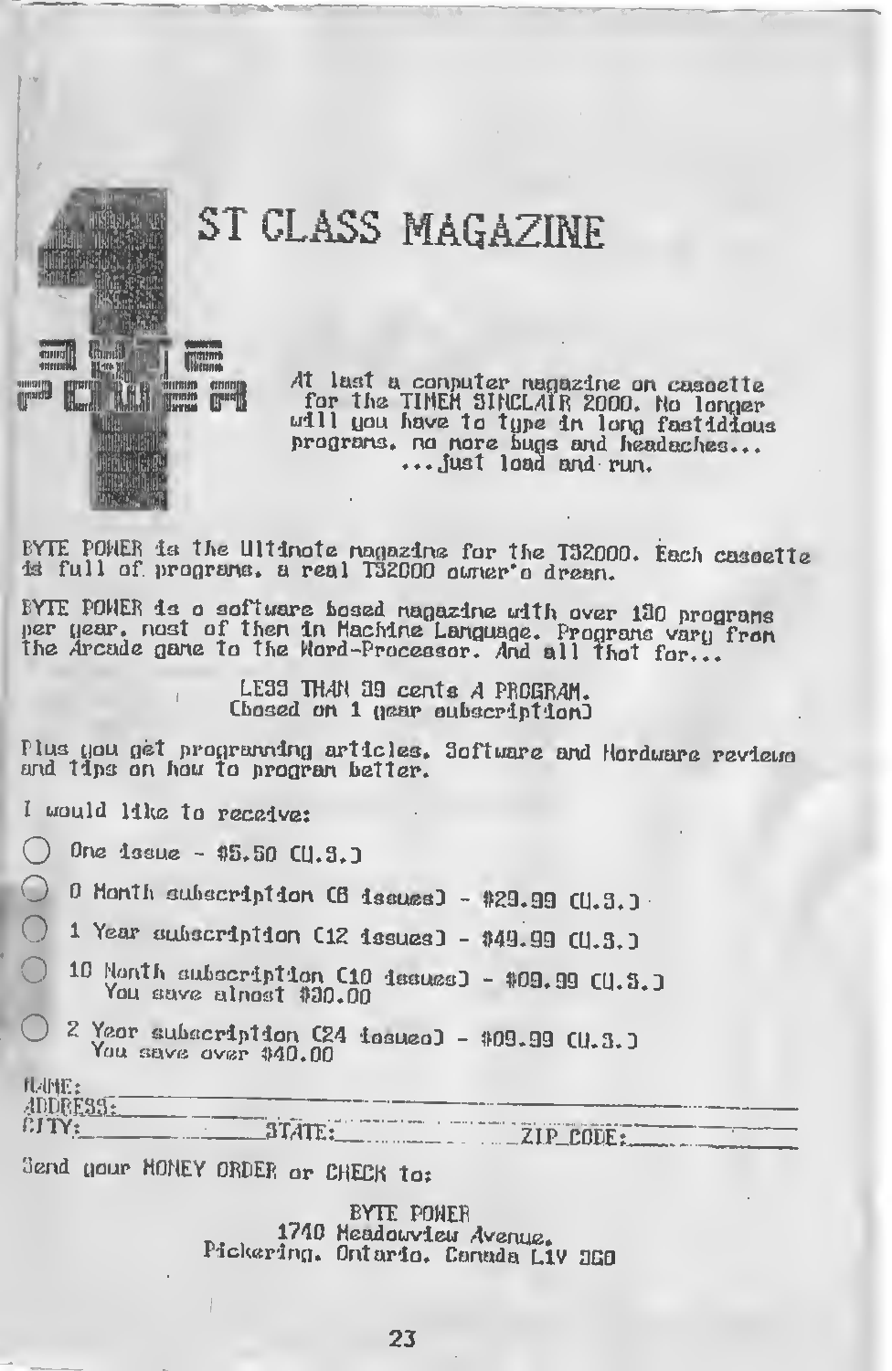# 1ST CLASS MAGAZINE

BYTE POWER

At last a computer magazine on cassette for the TIMEX SINCLAIR 2000. No longer will you have to type in long fastidious programs, no more bugs and headaches... ...just load and run.

BYTE POWER is the Ultimate magazine for the TS2000. Each cassette is full of programs, a real TS2000 owner's dream.

BYTE POWER is a software based magazine with over 130 programs per year, most of them in Machine Language. Programs vary from the Arcade game to the Word-Processor. And all that for...

LESS THAN 39 cents A PROGRAM.
(based on 1 year subscription)

Plus you get programming articles, Software and Hardware reviews and tips on how to program better.

I would like to receive:

- ◯ One issue - $5.50 (U.S.)
- ◯ 6 Month subscription (6 issues) - $29.99 (U.S.)
- ◯ 1 Year subscription (12 issues) - $49.99 (U.S.)
- ◯ 18 Month subscription (18 issues) - $69.99 (U.S.)
  You save almost $30.00
- ◯ 2 Year subscription (24 issues) - $89.99 (U.S.)
  You save over $40.00

NAME: ____________________
ADDRESS: ____________________
CITY: __________ STATE: __________ ZIP CODE: __________

Send your MONEY ORDER or CHECK to:

BYTE POWER
1740 Meadowview Avenue,
Pickering, Ontario, Canada L1V 3G8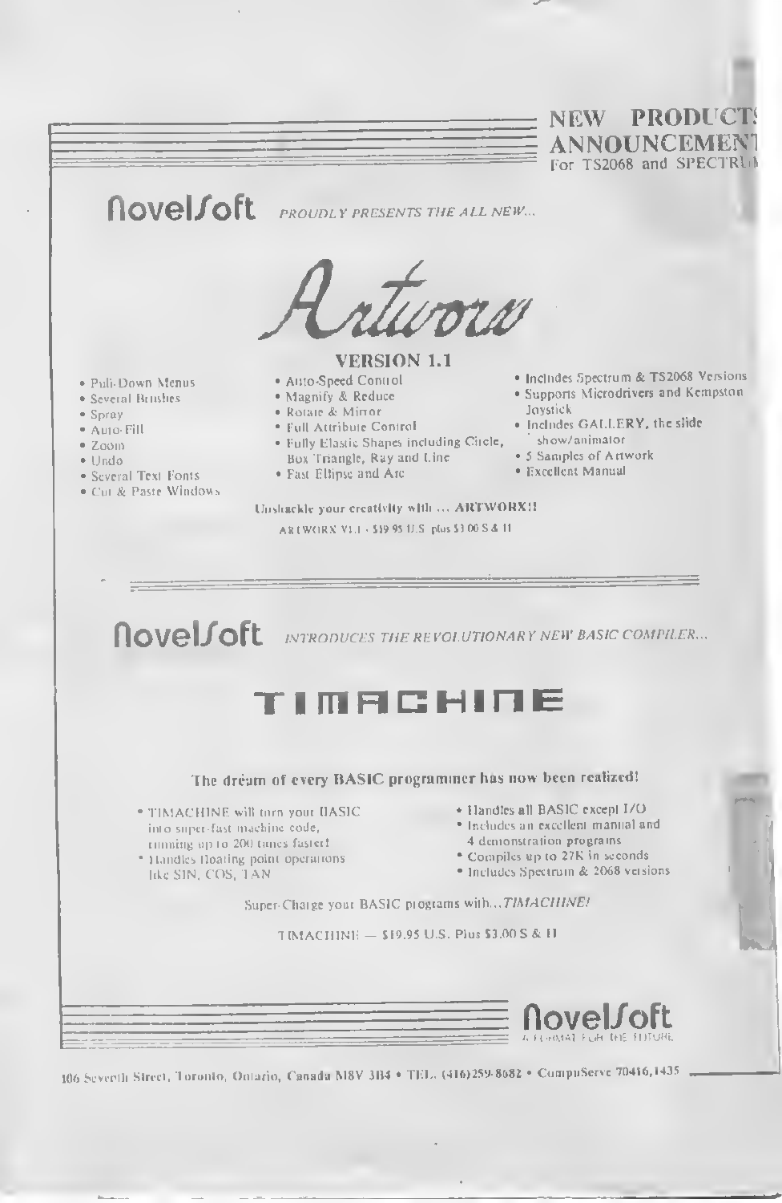## NEW PRODUCTS ANNOUNCEMENT
For TS2068 and SPECTRUM

**NovelSoft** *PROUDLY PRESENTS THE ALL NEW...*

# Artworx

### VERSION 1.1

- Pull-Down Menus
- Several Brushes
- Spray
- Auto-Fill
- Zoom
- Undo
- Several Text Fonts
- Cut & Paste Windows
- Auto-Speed Control
- Magnify & Reduce
- Rotate & Mirror
- Full Attribute Control
- Fully Elastic Shapes including Circle, Box Triangle, Ray and Line
- Fast Ellipse and Arc
- Includes Spectrum & TS2068 Versions
- Supports Microdrivers and Kempston Joystick
- Includes GALLERY, the slide show/animator
- 5 Samples of Artwork
- Excellent Manual

Unshackle your creativity with ... **ARTWORX!!**

ARTWORX V1.1 - $19.95 U.S. plus $3.00 S & H

---

**NovelSoft** *INTRODUCES THE REVOLUTIONARY NEW BASIC COMPILER...*

# TIMACHINE

**The dream of every BASIC programmer has now been realized!**

- TIMACHINE will turn your BASIC into super-fast machine code, running up to 200 times faster!
- Handles floating point operations like SIN, COS, TAN
- Handles all BASIC except I/O
- Includes an excellent manual and 4 demonstration programs
- Compiles up to 27K in seconds
- Includes Spectrum & 2068 versions

Super-Charge your BASIC programs with...*TIMACHINE!*

TIMACHINE — $19.95 U.S. Plus $3.00 S & H

**NovelSoft**
A FORMAT FOR THE FUTURE

106 Seventh Street, Toronto, Ontario, Canada M8V 3B4 • TEL. (416)259-8682 • CompuServe 70416,1435